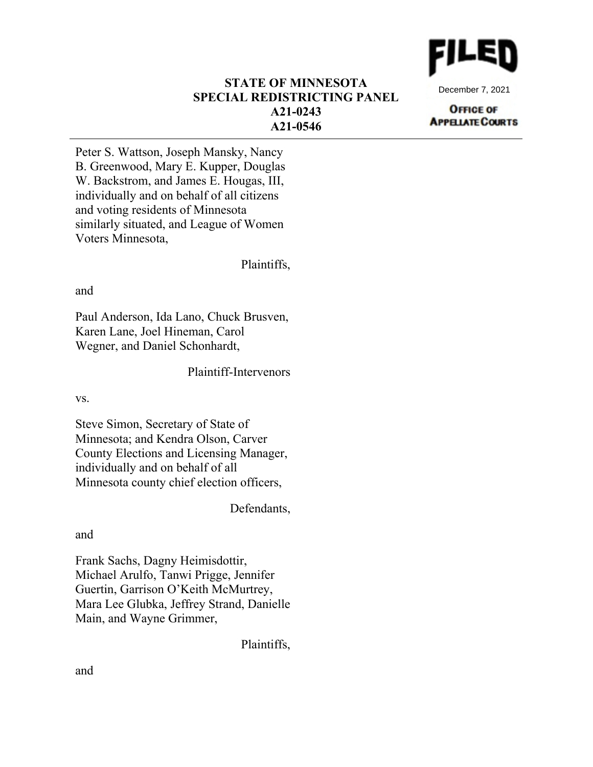**FILED**

December 7, 2021

**OFFICE OF APPELLATE COURTS**

**STATE OF MINNESOTA**
**SPECIAL REDISTRICTING PANEL**
**A21-0243**
**A21-0546**

---

Peter S. Wattson, Joseph Mansky, Nancy B. Greenwood, Mary E. Kupper, Douglas W. Backstrom, and James E. Hougas, III, individually and on behalf of all citizens and voting residents of Minnesota similarly situated, and League of Women Voters Minnesota,

Plaintiffs,

and

Paul Anderson, Ida Lano, Chuck Brusven, Karen Lane, Joel Hineman, Carol Wegner, and Daniel Schonhardt,

Plaintiff-Intervenors

vs.

Steve Simon, Secretary of State of Minnesota; and Kendra Olson, Carver County Elections and Licensing Manager, individually and on behalf of all Minnesota county chief election officers,

Defendants,

and

Frank Sachs, Dagny Heimisdottir, Michael Arulfo, Tanwi Prigge, Jennifer Guertin, Garrison O'Keith McMurtrey, Mara Lee Glubka, Jeffrey Strand, Danielle Main, and Wayne Grimmer,

Plaintiffs,

and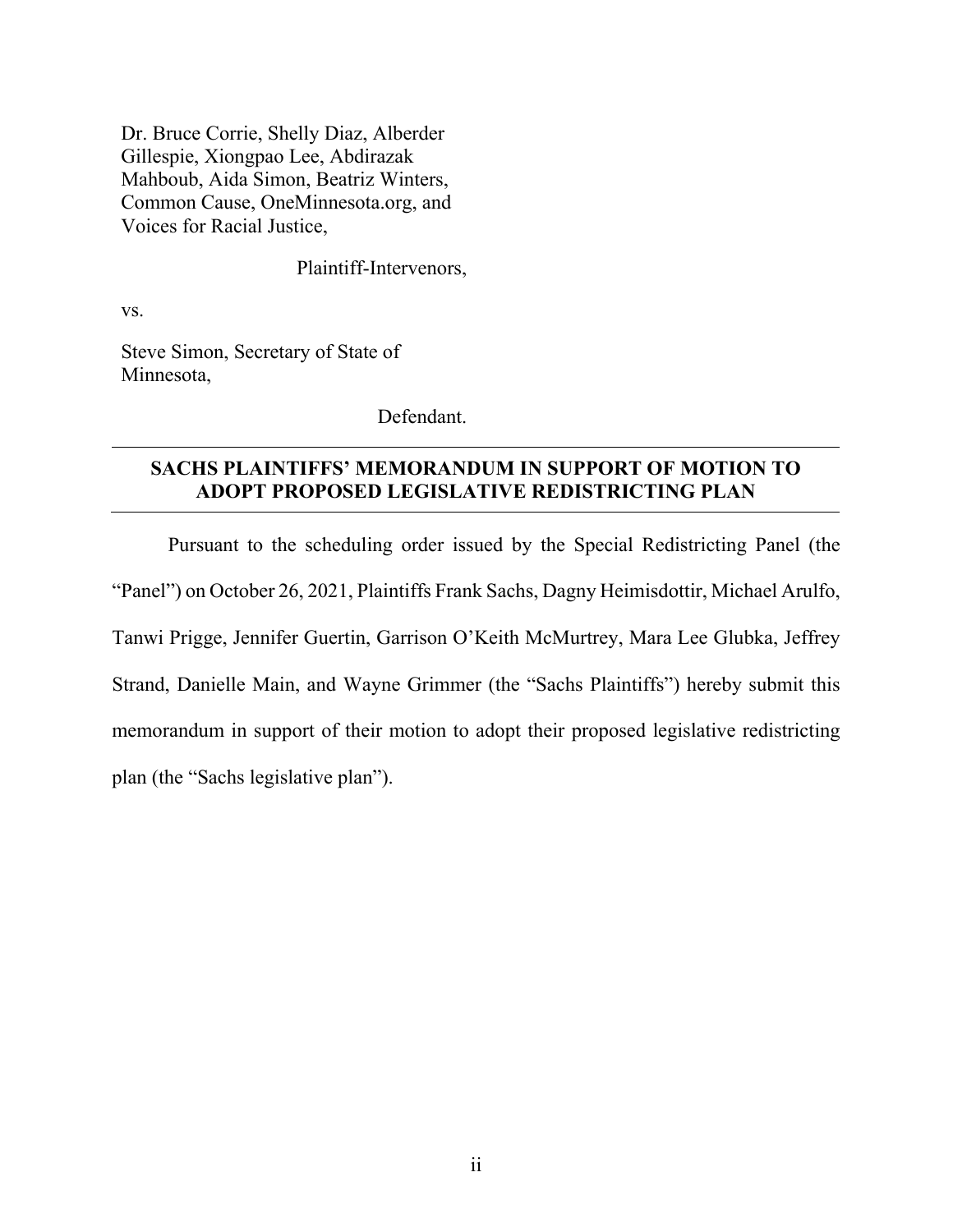Dr. Bruce Corrie, Shelly Diaz, Alberder Gillespie, Xiongpao Lee, Abdirazak Mahboub, Aida Simon, Beatriz Winters, Common Cause, OneMinnesota.org, and Voices for Racial Justice,

Plaintiff-Intervenors,

vs.

Steve Simon, Secretary of State of Minnesota,

Defendant.

---

**SACHS PLAINTIFFS' MEMORANDUM IN SUPPORT OF MOTION TO ADOPT PROPOSED LEGISLATIVE REDISTRICTING PLAN**

---

Pursuant to the scheduling order issued by the Special Redistricting Panel (the "Panel") on October 26, 2021, Plaintiffs Frank Sachs, Dagny Heimisdottir, Michael Arulfo, Tanwi Prigge, Jennifer Guertin, Garrison O'Keith McMurtrey, Mara Lee Glubka, Jeffrey Strand, Danielle Main, and Wayne Grimmer (the "Sachs Plaintiffs") hereby submit this memorandum in support of their motion to adopt their proposed legislative redistricting plan (the "Sachs legislative plan").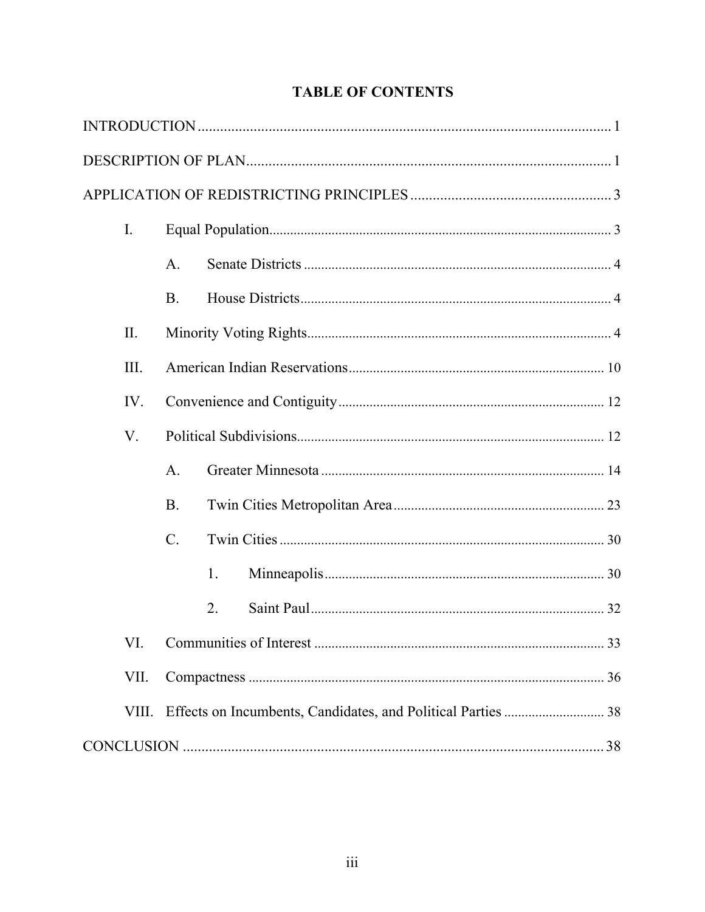# TABLE OF CONTENTS

INTRODUCTION .......... 1

DESCRIPTION OF PLAN .......... 1

APPLICATION OF REDISTRICTING PRINCIPLES .......... 3

- I. Equal Population .......... 3
  - A. Senate Districts .......... 4
  - B. House Districts .......... 4
- II. Minority Voting Rights .......... 4
- III. American Indian Reservations .......... 10
- IV. Convenience and Contiguity .......... 12
- V. Political Subdivisions .......... 12
  - A. Greater Minnesota .......... 14
  - B. Twin Cities Metropolitan Area .......... 23
  - C. Twin Cities .......... 30
    - 1. Minneapolis .......... 30
    - 2. Saint Paul .......... 32
- VI. Communities of Interest .......... 33
- VII. Compactness .......... 36
- VIII. Effects on Incumbents, Candidates, and Political Parties .......... 38

CONCLUSION .......... 38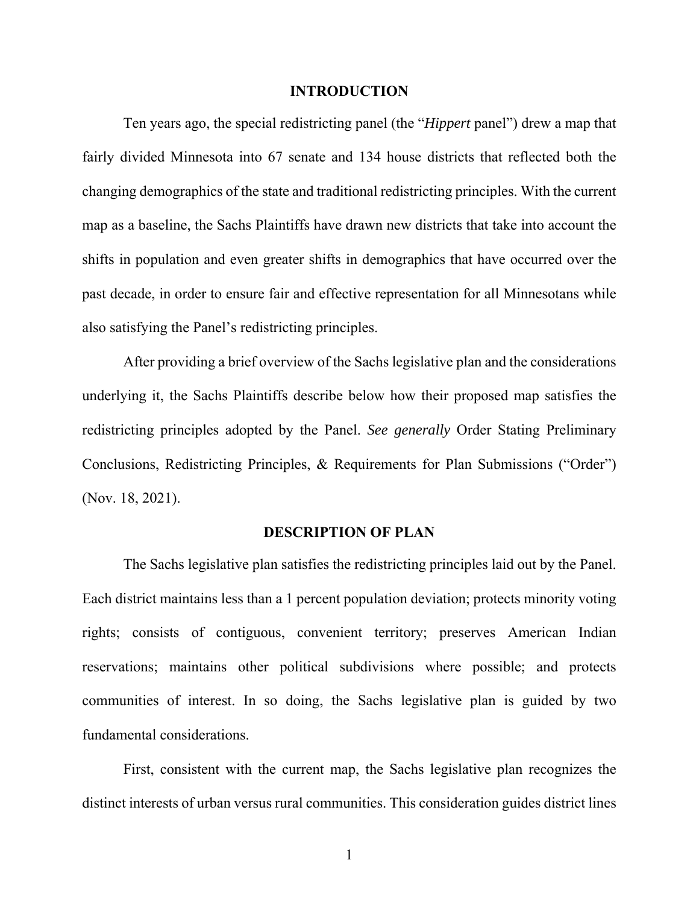## INTRODUCTION

Ten years ago, the special redistricting panel (the "*Hippert* panel") drew a map that fairly divided Minnesota into 67 senate and 134 house districts that reflected both the changing demographics of the state and traditional redistricting principles. With the current map as a baseline, the Sachs Plaintiffs have drawn new districts that take into account the shifts in population and even greater shifts in demographics that have occurred over the past decade, in order to ensure fair and effective representation for all Minnesotans while also satisfying the Panel's redistricting principles.

After providing a brief overview of the Sachs legislative plan and the considerations underlying it, the Sachs Plaintiffs describe below how their proposed map satisfies the redistricting principles adopted by the Panel. *See generally* Order Stating Preliminary Conclusions, Redistricting Principles, & Requirements for Plan Submissions ("Order") (Nov. 18, 2021).

## DESCRIPTION OF PLAN

The Sachs legislative plan satisfies the redistricting principles laid out by the Panel. Each district maintains less than a 1 percent population deviation; protects minority voting rights; consists of contiguous, convenient territory; preserves American Indian reservations; maintains other political subdivisions where possible; and protects communities of interest. In so doing, the Sachs legislative plan is guided by two fundamental considerations.

First, consistent with the current map, the Sachs legislative plan recognizes the distinct interests of urban versus rural communities. This consideration guides district lines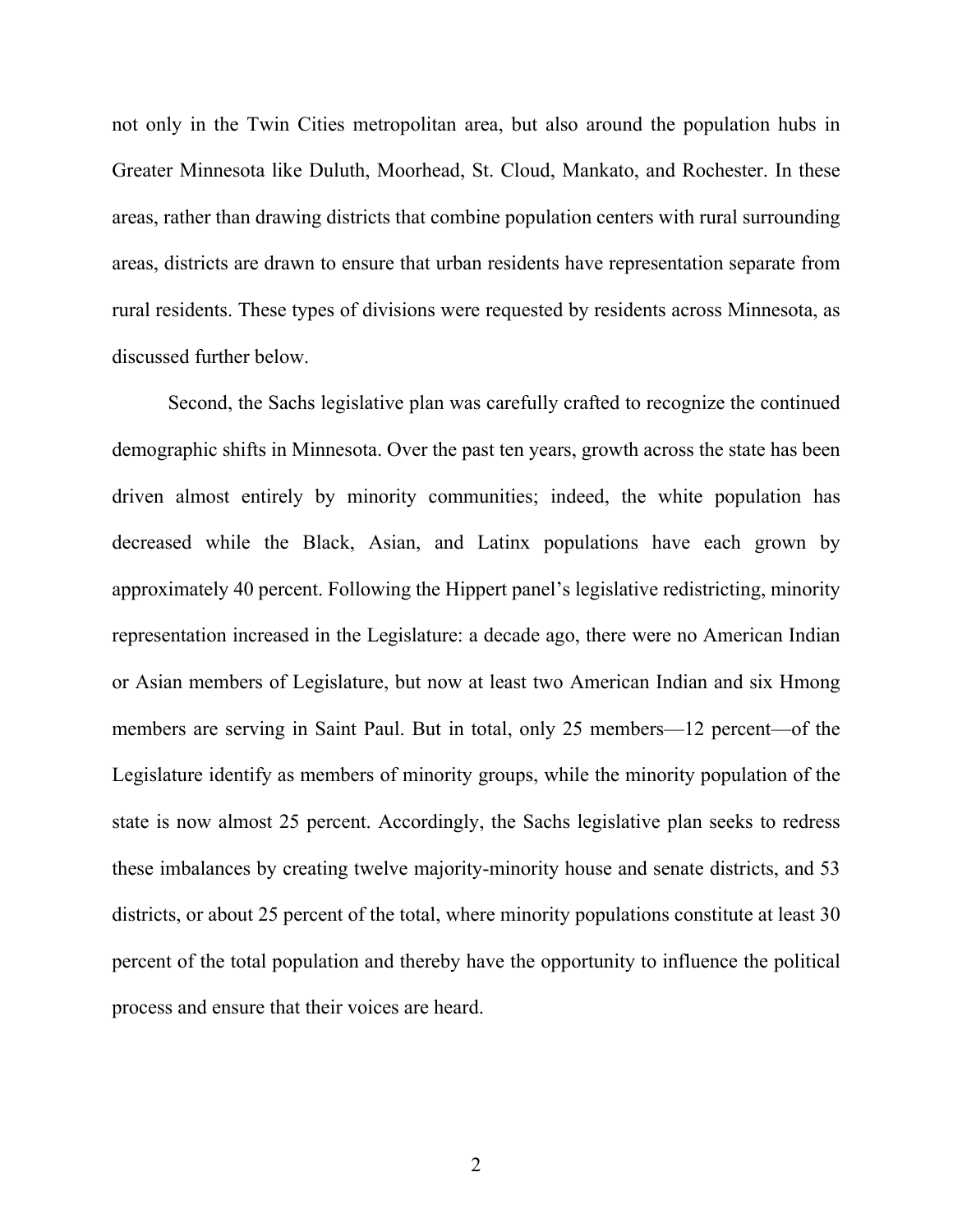not only in the Twin Cities metropolitan area, but also around the population hubs in Greater Minnesota like Duluth, Moorhead, St. Cloud, Mankato, and Rochester. In these areas, rather than drawing districts that combine population centers with rural surrounding areas, districts are drawn to ensure that urban residents have representation separate from rural residents. These types of divisions were requested by residents across Minnesota, as discussed further below.

Second, the Sachs legislative plan was carefully crafted to recognize the continued demographic shifts in Minnesota. Over the past ten years, growth across the state has been driven almost entirely by minority communities; indeed, the white population has decreased while the Black, Asian, and Latinx populations have each grown by approximately 40 percent. Following the Hippert panel's legislative redistricting, minority representation increased in the Legislature: a decade ago, there were no American Indian or Asian members of Legislature, but now at least two American Indian and six Hmong members are serving in Saint Paul. But in total, only 25 members—12 percent—of the Legislature identify as members of minority groups, while the minority population of the state is now almost 25 percent. Accordingly, the Sachs legislative plan seeks to redress these imbalances by creating twelve majority-minority house and senate districts, and 53 districts, or about 25 percent of the total, where minority populations constitute at least 30 percent of the total population and thereby have the opportunity to influence the political process and ensure that their voices are heard.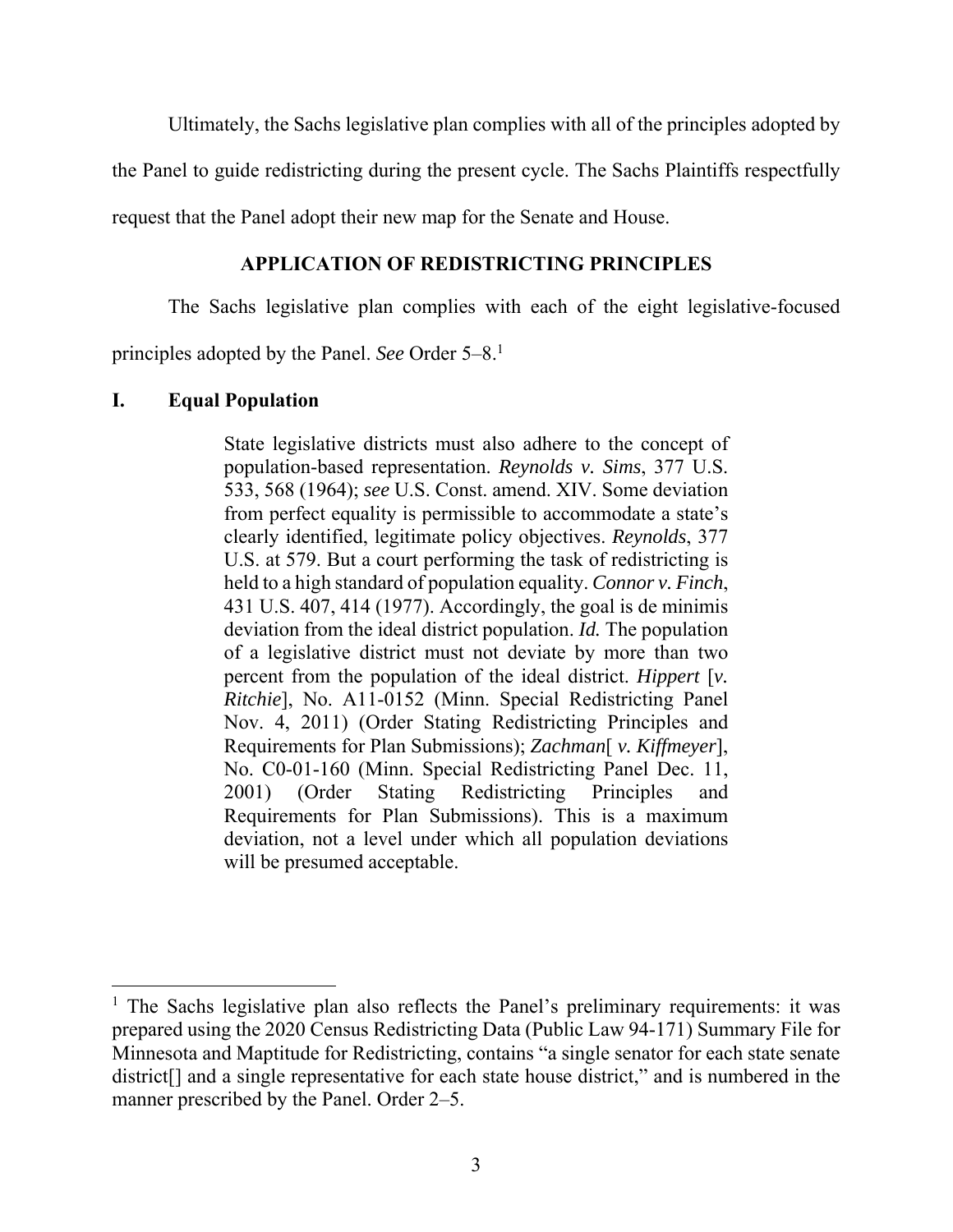Ultimately, the Sachs legislative plan complies with all of the principles adopted by the Panel to guide redistricting during the present cycle. The Sachs Plaintiffs respectfully request that the Panel adopt their new map for the Senate and House.

## APPLICATION OF REDISTRICTING PRINCIPLES

The Sachs legislative plan complies with each of the eight legislative-focused principles adopted by the Panel. *See* Order 5–8.[1]

## I. Equal Population

> State legislative districts must also adhere to the concept of population-based representation. *Reynolds v. Sims*, 377 U.S. 533, 568 (1964); *see* U.S. Const. amend. XIV. Some deviation from perfect equality is permissible to accommodate a state's clearly identified, legitimate policy objectives. *Reynolds*, 377 U.S. at 579. But a court performing the task of redistricting is held to a high standard of population equality. *Connor v. Finch*, 431 U.S. 407, 414 (1977). Accordingly, the goal is de minimis deviation from the ideal district population. *Id.* The population of a legislative district must not deviate by more than two percent from the population of the ideal district. *Hippert* [*v. Ritchie*], No. A11-0152 (Minn. Special Redistricting Panel Nov. 4, 2011) (Order Stating Redistricting Principles and Requirements for Plan Submissions); *Zachman*[ *v. Kiffmeyer*], No. C0-01-160 (Minn. Special Redistricting Panel Dec. 11, 2001) (Order Stating Redistricting Principles and Requirements for Plan Submissions). This is a maximum deviation, not a level under which all population deviations will be presumed acceptable.

[1] The Sachs legislative plan also reflects the Panel's preliminary requirements: it was prepared using the 2020 Census Redistricting Data (Public Law 94-171) Summary File for Minnesota and Maptitude for Redistricting, contains "a single senator for each state senate district[] and a single representative for each state house district," and is numbered in the manner prescribed by the Panel. Order 2–5.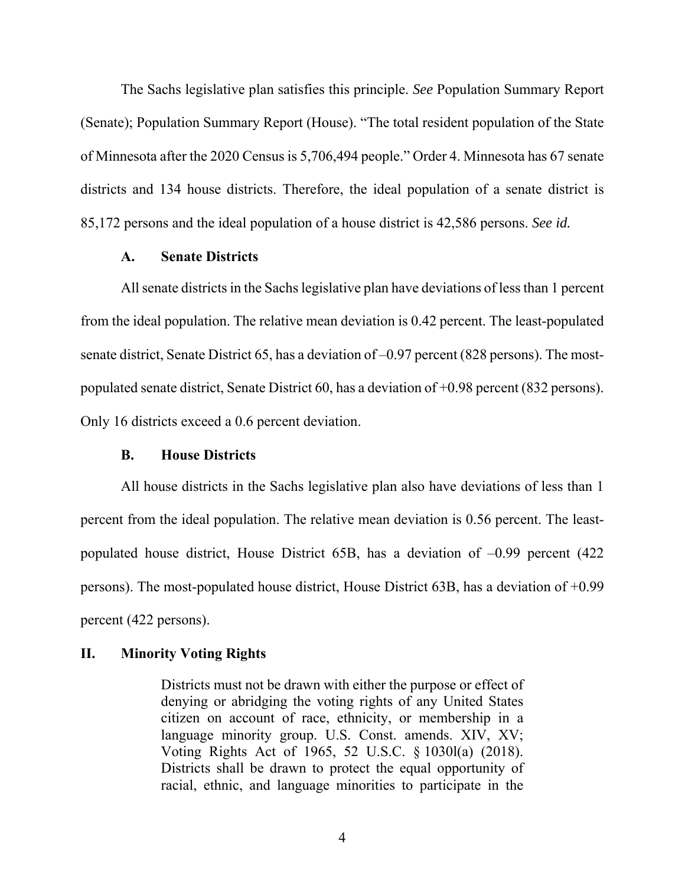The Sachs legislative plan satisfies this principle. *See* Population Summary Report (Senate); Population Summary Report (House). "The total resident population of the State of Minnesota after the 2020 Census is 5,706,494 people." Order 4. Minnesota has 67 senate districts and 134 house districts. Therefore, the ideal population of a senate district is 85,172 persons and the ideal population of a house district is 42,586 persons. *See id.*

### A. Senate Districts

All senate districts in the Sachs legislative plan have deviations of less than 1 percent from the ideal population. The relative mean deviation is 0.42 percent. The least-populated senate district, Senate District 65, has a deviation of –0.97 percent (828 persons). The most-populated senate district, Senate District 60, has a deviation of +0.98 percent (832 persons). Only 16 districts exceed a 0.6 percent deviation.

### B. House Districts

All house districts in the Sachs legislative plan also have deviations of less than 1 percent from the ideal population. The relative mean deviation is 0.56 percent. The least-populated house district, House District 65B, has a deviation of –0.99 percent (422 persons). The most-populated house district, House District 63B, has a deviation of +0.99 percent (422 persons).

## II. Minority Voting Rights

> Districts must not be drawn with either the purpose or effect of denying or abridging the voting rights of any United States citizen on account of race, ethnicity, or membership in a language minority group. U.S. Const. amends. XIV, XV; Voting Rights Act of 1965, 52 U.S.C. § 10301(a) (2018). Districts shall be drawn to protect the equal opportunity of racial, ethnic, and language minorities to participate in the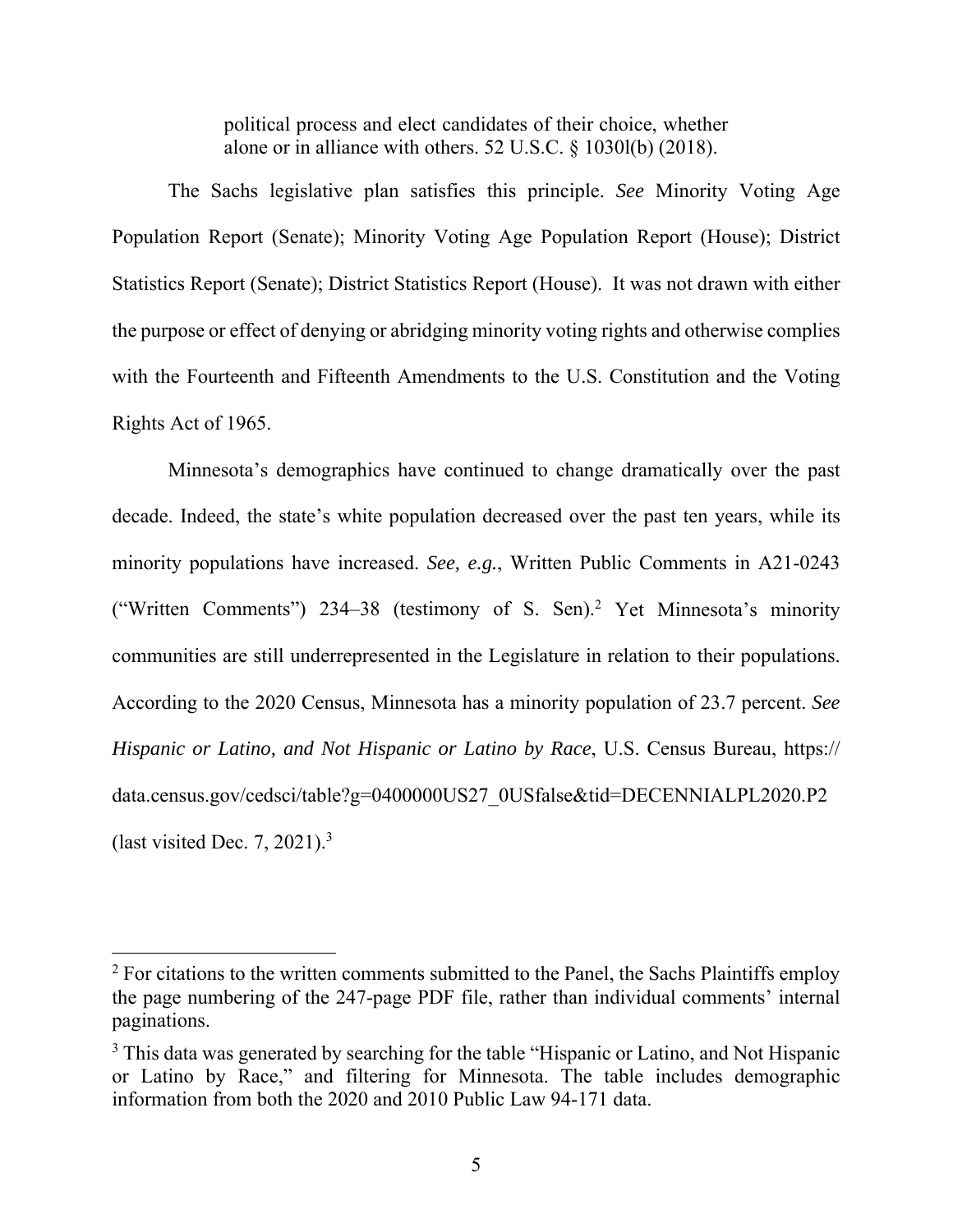> political process and elect candidates of their choice, whether alone or in alliance with others. 52 U.S.C. § 1030l(b) (2018).

The Sachs legislative plan satisfies this principle. *See* Minority Voting Age Population Report (Senate); Minority Voting Age Population Report (House); District Statistics Report (Senate); District Statistics Report (House). It was not drawn with either the purpose or effect of denying or abridging minority voting rights and otherwise complies with the Fourteenth and Fifteenth Amendments to the U.S. Constitution and the Voting Rights Act of 1965.

Minnesota's demographics have continued to change dramatically over the past decade. Indeed, the state's white population decreased over the past ten years, while its minority populations have increased. *See, e.g.*, Written Public Comments in A21-0243 ("Written Comments") 234–38 (testimony of S. Sen).[2] Yet Minnesota's minority communities are still underrepresented in the Legislature in relation to their populations. According to the 2020 Census, Minnesota has a minority population of 23.7 percent. *See Hispanic or Latino, and Not Hispanic or Latino by Race*, U.S. Census Bureau, https://data.census.gov/cedsci/table?g=0400000US27_0USfalse&tid=DECENNIALPL2020.P2 (last visited Dec. 7, 2021).[3]

---

[2] For citations to the written comments submitted to the Panel, the Sachs Plaintiffs employ the page numbering of the 247-page PDF file, rather than individual comments' internal paginations.

[3] This data was generated by searching for the table "Hispanic or Latino, and Not Hispanic or Latino by Race," and filtering for Minnesota. The table includes demographic information from both the 2020 and 2010 Public Law 94-171 data.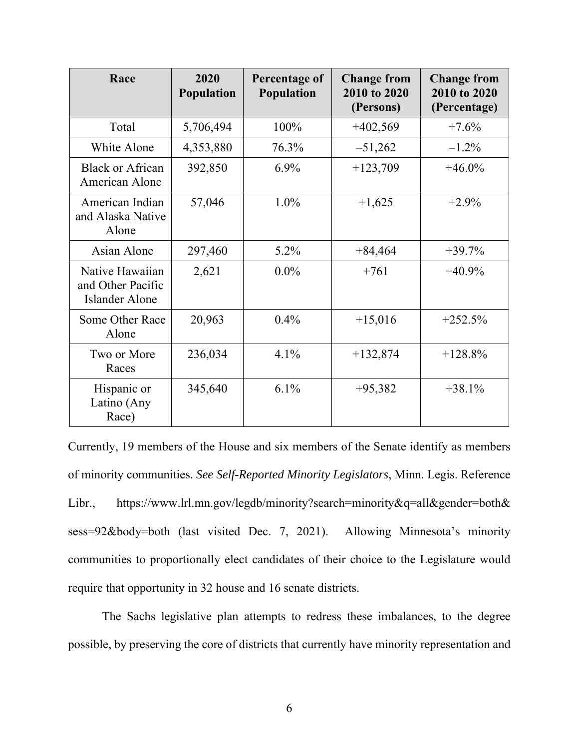| Race | 2020 Population | Percentage of Population | Change from 2010 to 2020 (Persons) | Change from 2010 to 2020 (Percentage) |
|---|---|---|---|---|
| Total | 5,706,494 | 100% | +402,569 | +7.6% |
| White Alone | 4,353,880 | 76.3% | –51,262 | –1.2% |
| Black or African American Alone | 392,850 | 6.9% | +123,709 | +46.0% |
| American Indian and Alaska Native Alone | 57,046 | 1.0% | +1,625 | +2.9% |
| Asian Alone | 297,460 | 5.2% | +84,464 | +39.7% |
| Native Hawaiian and Other Pacific Islander Alone | 2,621 | 0.0% | +761 | +40.9% |
| Some Other Race Alone | 20,963 | 0.4% | +15,016 | +252.5% |
| Two or More Races | 236,034 | 4.1% | +132,874 | +128.8% |
| Hispanic or Latino (Any Race) | 345,640 | 6.1% | +95,382 | +38.1% |

Currently, 19 members of the House and six members of the Senate identify as members of minority communities. *See Self-Reported Minority Legislators*, Minn. Legis. Reference Libr., https://www.lrl.mn.gov/legdb/minority?search=minority&q=all&gender=both&sess=92&body=both (last visited Dec. 7, 2021). Allowing Minnesota's minority communities to proportionally elect candidates of their choice to the Legislature would require that opportunity in 32 house and 16 senate districts.

The Sachs legislative plan attempts to redress these imbalances, to the degree possible, by preserving the core of districts that currently have minority representation and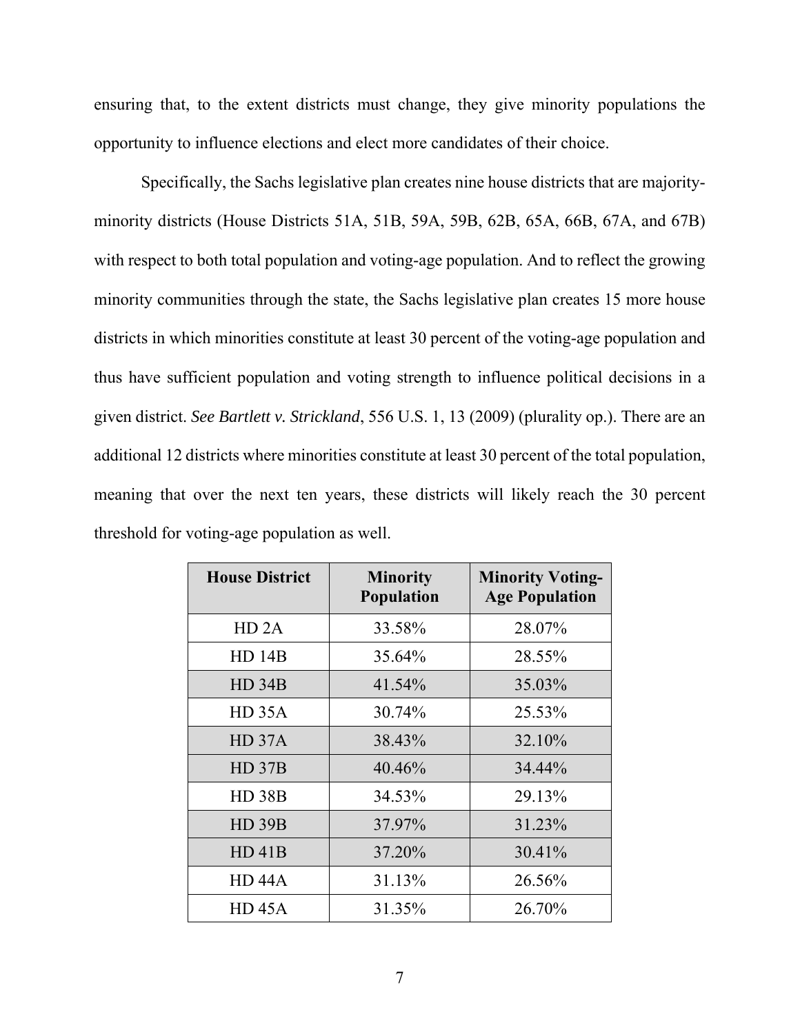ensuring that, to the extent districts must change, they give minority populations the opportunity to influence elections and elect more candidates of their choice.

Specifically, the Sachs legislative plan creates nine house districts that are majority-minority districts (House Districts 51A, 51B, 59A, 59B, 62B, 65A, 66B, 67A, and 67B) with respect to both total population and voting-age population. And to reflect the growing minority communities through the state, the Sachs legislative plan creates 15 more house districts in which minorities constitute at least 30 percent of the voting-age population and thus have sufficient population and voting strength to influence political decisions in a given district. *See Bartlett v. Strickland*, 556 U.S. 1, 13 (2009) (plurality op.). There are an additional 12 districts where minorities constitute at least 30 percent of the total population, meaning that over the next ten years, these districts will likely reach the 30 percent threshold for voting-age population as well.

| House District | Minority Population | Minority Voting-Age Population |
|---|---|---|
| HD 2A | 33.58% | 28.07% |
| HD 14B | 35.64% | 28.55% |
| HD 34B | 41.54% | 35.03% |
| HD 35A | 30.74% | 25.53% |
| HD 37A | 38.43% | 32.10% |
| HD 37B | 40.46% | 34.44% |
| HD 38B | 34.53% | 29.13% |
| HD 39B | 37.97% | 31.23% |
| HD 41B | 37.20% | 30.41% |
| HD 44A | 31.13% | 26.56% |
| HD 45A | 31.35% | 26.70% |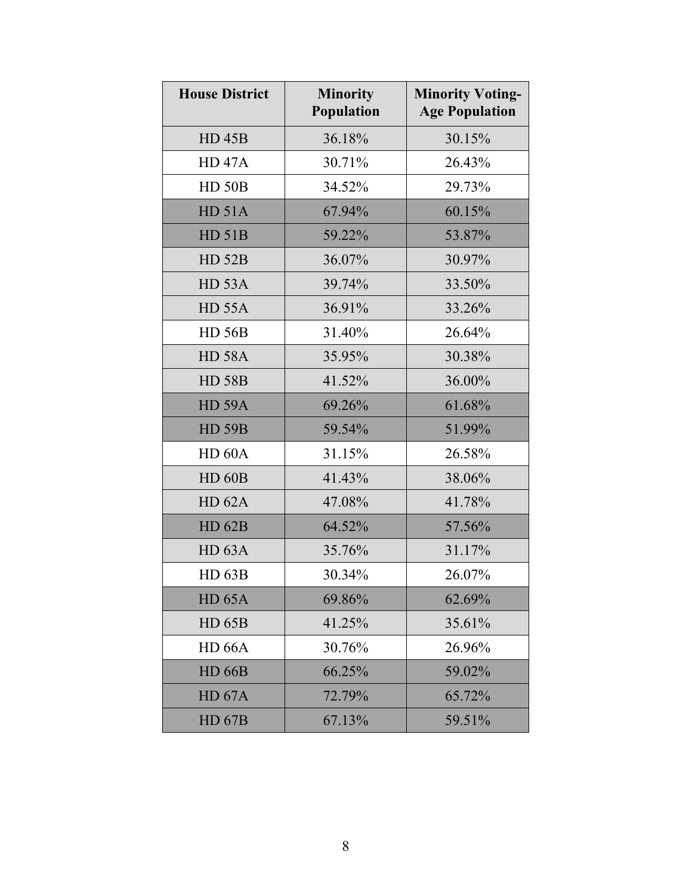| House District | Minority Population | Minority Voting-Age Population |
|---|---|---|
| HD 45B | 36.18% | 30.15% |
| HD 47A | 30.71% | 26.43% |
| HD 50B | 34.52% | 29.73% |
| HD 51A | 67.94% | 60.15% |
| HD 51B | 59.22% | 53.87% |
| HD 52B | 36.07% | 30.97% |
| HD 53A | 39.74% | 33.50% |
| HD 55A | 36.91% | 33.26% |
| HD 56B | 31.40% | 26.64% |
| HD 58A | 35.95% | 30.38% |
| HD 58B | 41.52% | 36.00% |
| HD 59A | 69.26% | 61.68% |
| HD 59B | 59.54% | 51.99% |
| HD 60A | 31.15% | 26.58% |
| HD 60B | 41.43% | 38.06% |
| HD 62A | 47.08% | 41.78% |
| HD 62B | 64.52% | 57.56% |
| HD 63A | 35.76% | 31.17% |
| HD 63B | 30.34% | 26.07% |
| HD 65A | 69.86% | 62.69% |
| HD 65B | 41.25% | 35.61% |
| HD 66A | 30.76% | 26.96% |
| HD 66B | 66.25% | 59.02% |
| HD 67A | 72.79% | 65.72% |
| HD 67B | 67.13% | 59.51% |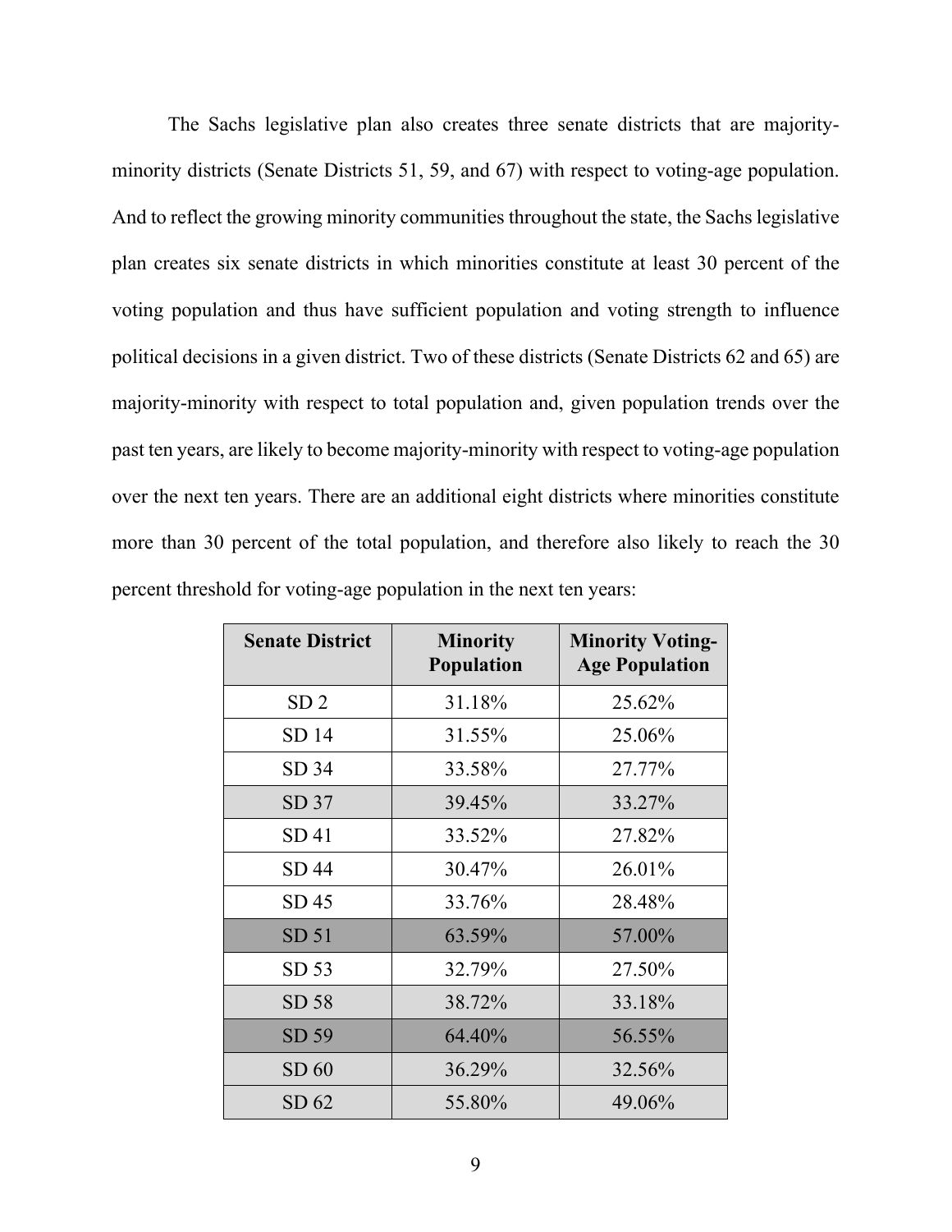The Sachs legislative plan also creates three senate districts that are majority-minority districts (Senate Districts 51, 59, and 67) with respect to voting-age population. And to reflect the growing minority communities throughout the state, the Sachs legislative plan creates six senate districts in which minorities constitute at least 30 percent of the voting population and thus have sufficient population and voting strength to influence political decisions in a given district. Two of these districts (Senate Districts 62 and 65) are majority-minority with respect to total population and, given population trends over the past ten years, are likely to become majority-minority with respect to voting-age population over the next ten years. There are an additional eight districts where minorities constitute more than 30 percent of the total population, and therefore also likely to reach the 30 percent threshold for voting-age population in the next ten years:

| Senate District | Minority Population | Minority Voting-Age Population |
|---|---|---|
| SD 2 | 31.18% | 25.62% |
| SD 14 | 31.55% | 25.06% |
| SD 34 | 33.58% | 27.77% |
| SD 37 | 39.45% | 33.27% |
| SD 41 | 33.52% | 27.82% |
| SD 44 | 30.47% | 26.01% |
| SD 45 | 33.76% | 28.48% |
| SD 51 | 63.59% | 57.00% |
| SD 53 | 32.79% | 27.50% |
| SD 58 | 38.72% | 33.18% |
| SD 59 | 64.40% | 56.55% |
| SD 60 | 36.29% | 32.56% |
| SD 62 | 55.80% | 49.06% |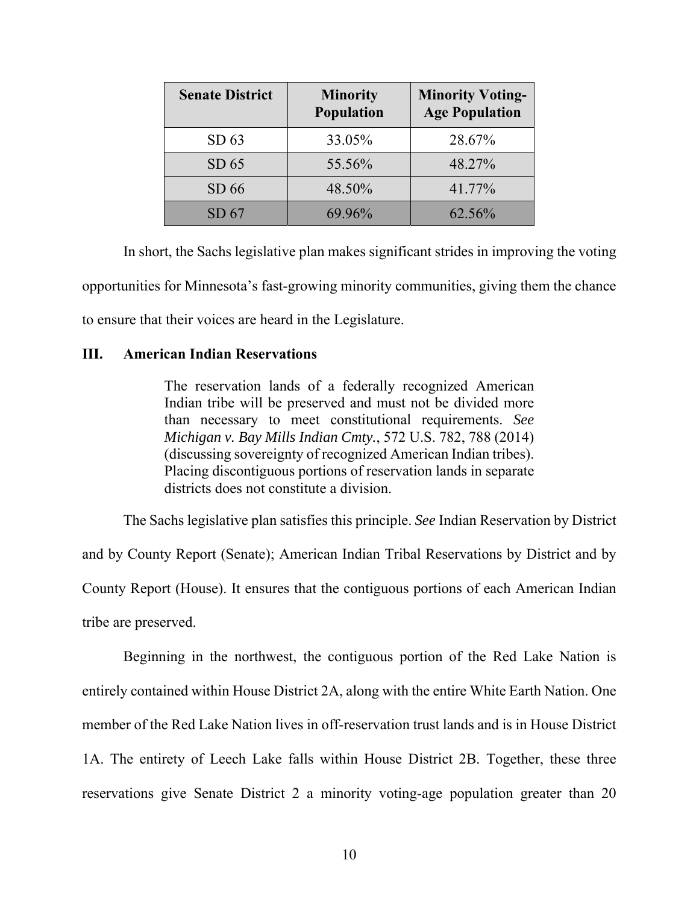| Senate District | Minority Population | Minority Voting-Age Population |
| --- | --- | --- |
| SD 63 | 33.05% | 28.67% |
| SD 65 | 55.56% | 48.27% |
| SD 66 | 48.50% | 41.77% |
| SD 67 | 69.96% | 62.56% |

In short, the Sachs legislative plan makes significant strides in improving the voting opportunities for Minnesota's fast-growing minority communities, giving them the chance to ensure that their voices are heard in the Legislature.

## III. American Indian Reservations

> The reservation lands of a federally recognized American Indian tribe will be preserved and must not be divided more than necessary to meet constitutional requirements. *See Michigan v. Bay Mills Indian Cmty.*, 572 U.S. 782, 788 (2014) (discussing sovereignty of recognized American Indian tribes). Placing discontiguous portions of reservation lands in separate districts does not constitute a division.

The Sachs legislative plan satisfies this principle. *See* Indian Reservation by District and by County Report (Senate); American Indian Tribal Reservations by District and by County Report (House). It ensures that the contiguous portions of each American Indian tribe are preserved.

Beginning in the northwest, the contiguous portion of the Red Lake Nation is entirely contained within House District 2A, along with the entire White Earth Nation. One member of the Red Lake Nation lives in off-reservation trust lands and is in House District 1A. The entirety of Leech Lake falls within House District 2B. Together, these three reservations give Senate District 2 a minority voting-age population greater than 20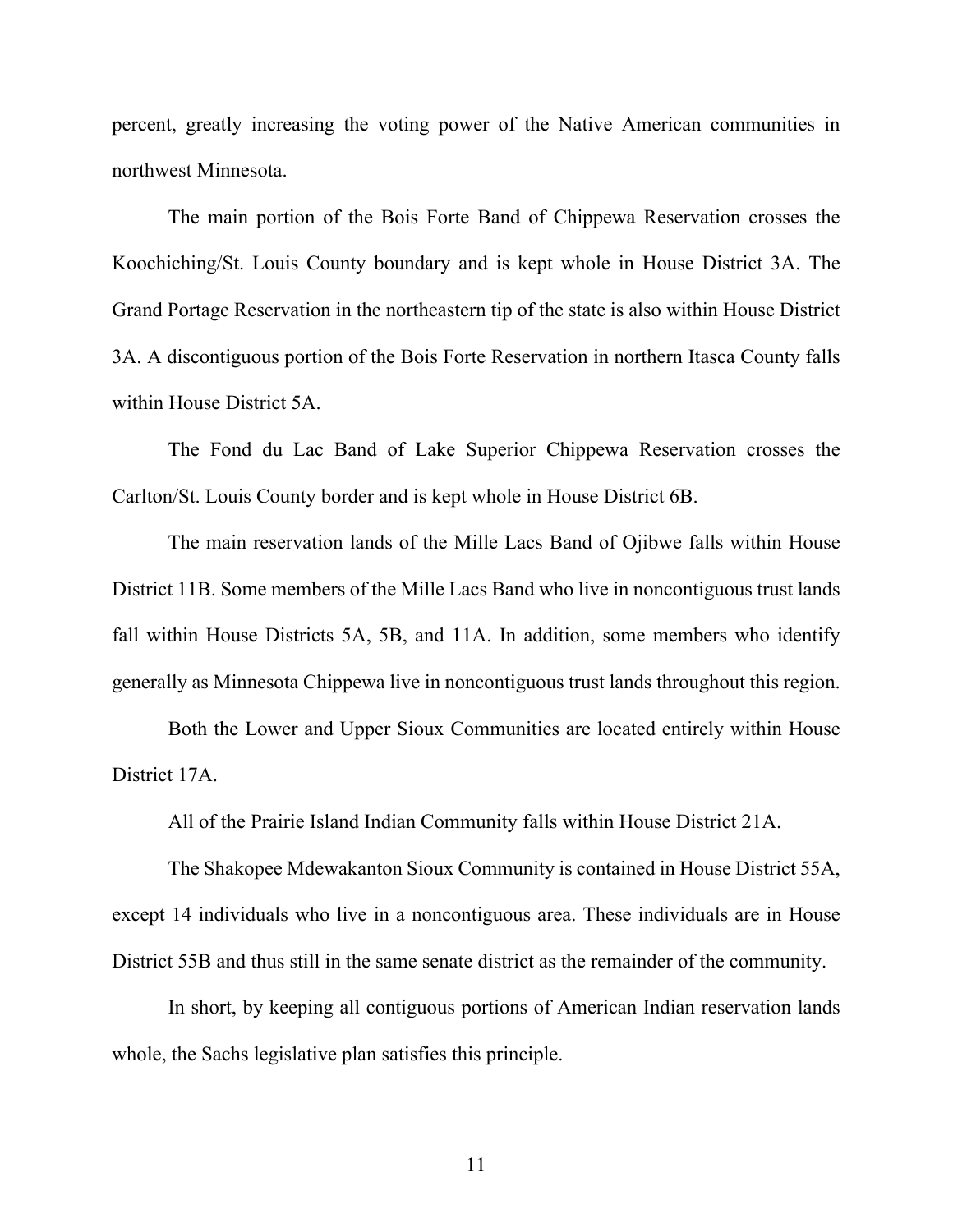percent, greatly increasing the voting power of the Native American communities in northwest Minnesota.

The main portion of the Bois Forte Band of Chippewa Reservation crosses the Koochiching/St. Louis County boundary and is kept whole in House District 3A. The Grand Portage Reservation in the northeastern tip of the state is also within House District 3A. A discontiguous portion of the Bois Forte Reservation in northern Itasca County falls within House District 5A.

The Fond du Lac Band of Lake Superior Chippewa Reservation crosses the Carlton/St. Louis County border and is kept whole in House District 6B.

The main reservation lands of the Mille Lacs Band of Ojibwe falls within House District 11B. Some members of the Mille Lacs Band who live in noncontiguous trust lands fall within House Districts 5A, 5B, and 11A. In addition, some members who identify generally as Minnesota Chippewa live in noncontiguous trust lands throughout this region.

Both the Lower and Upper Sioux Communities are located entirely within House District 17A.

All of the Prairie Island Indian Community falls within House District 21A.

The Shakopee Mdewakanton Sioux Community is contained in House District 55A, except 14 individuals who live in a noncontiguous area. These individuals are in House District 55B and thus still in the same senate district as the remainder of the community.

In short, by keeping all contiguous portions of American Indian reservation lands whole, the Sachs legislative plan satisfies this principle.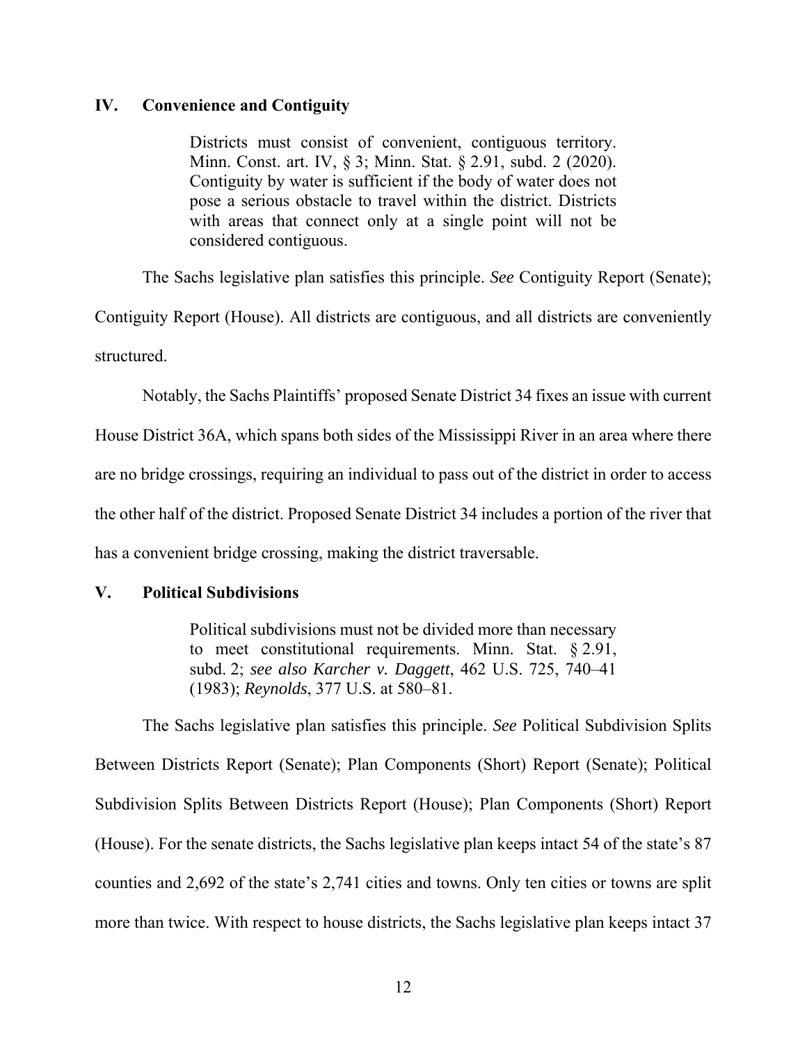## IV. Convenience and Contiguity

> Districts must consist of convenient, contiguous territory. Minn. Const. art. IV, § 3; Minn. Stat. § 2.91, subd. 2 (2020). Contiguity by water is sufficient if the body of water does not pose a serious obstacle to travel within the district. Districts with areas that connect only at a single point will not be considered contiguous.

The Sachs legislative plan satisfies this principle. *See* Contiguity Report (Senate); Contiguity Report (House). All districts are contiguous, and all districts are conveniently structured.

Notably, the Sachs Plaintiffs' proposed Senate District 34 fixes an issue with current House District 36A, which spans both sides of the Mississippi River in an area where there are no bridge crossings, requiring an individual to pass out of the district in order to access the other half of the district. Proposed Senate District 34 includes a portion of the river that has a convenient bridge crossing, making the district traversable.

## V. Political Subdivisions

> Political subdivisions must not be divided more than necessary to meet constitutional requirements. Minn. Stat. § 2.91, subd. 2; *see also Karcher v. Daggett*, 462 U.S. 725, 740–41 (1983); *Reynolds*, 377 U.S. at 580–81.

The Sachs legislative plan satisfies this principle. *See* Political Subdivision Splits Between Districts Report (Senate); Plan Components (Short) Report (Senate); Political Subdivision Splits Between Districts Report (House); Plan Components (Short) Report (House). For the senate districts, the Sachs legislative plan keeps intact 54 of the state's 87 counties and 2,692 of the state's 2,741 cities and towns. Only ten cities or towns are split more than twice. With respect to house districts, the Sachs legislative plan keeps intact 37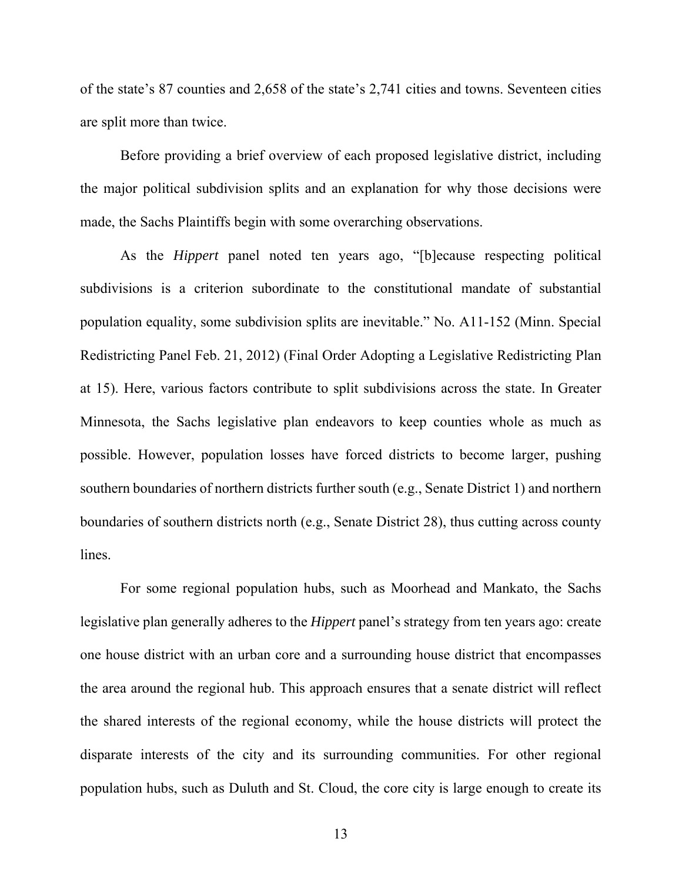of the state's 87 counties and 2,658 of the state's 2,741 cities and towns. Seventeen cities are split more than twice.

Before providing a brief overview of each proposed legislative district, including the major political subdivision splits and an explanation for why those decisions were made, the Sachs Plaintiffs begin with some overarching observations.

As the *Hippert* panel noted ten years ago, "[b]ecause respecting political subdivisions is a criterion subordinate to the constitutional mandate of substantial population equality, some subdivision splits are inevitable." No. A11-152 (Minn. Special Redistricting Panel Feb. 21, 2012) (Final Order Adopting a Legislative Redistricting Plan at 15). Here, various factors contribute to split subdivisions across the state. In Greater Minnesota, the Sachs legislative plan endeavors to keep counties whole as much as possible. However, population losses have forced districts to become larger, pushing southern boundaries of northern districts further south (e.g., Senate District 1) and northern boundaries of southern districts north (e.g., Senate District 28), thus cutting across county lines.

For some regional population hubs, such as Moorhead and Mankato, the Sachs legislative plan generally adheres to the *Hippert* panel's strategy from ten years ago: create one house district with an urban core and a surrounding house district that encompasses the area around the regional hub. This approach ensures that a senate district will reflect the shared interests of the regional economy, while the house districts will protect the disparate interests of the city and its surrounding communities. For other regional population hubs, such as Duluth and St. Cloud, the core city is large enough to create its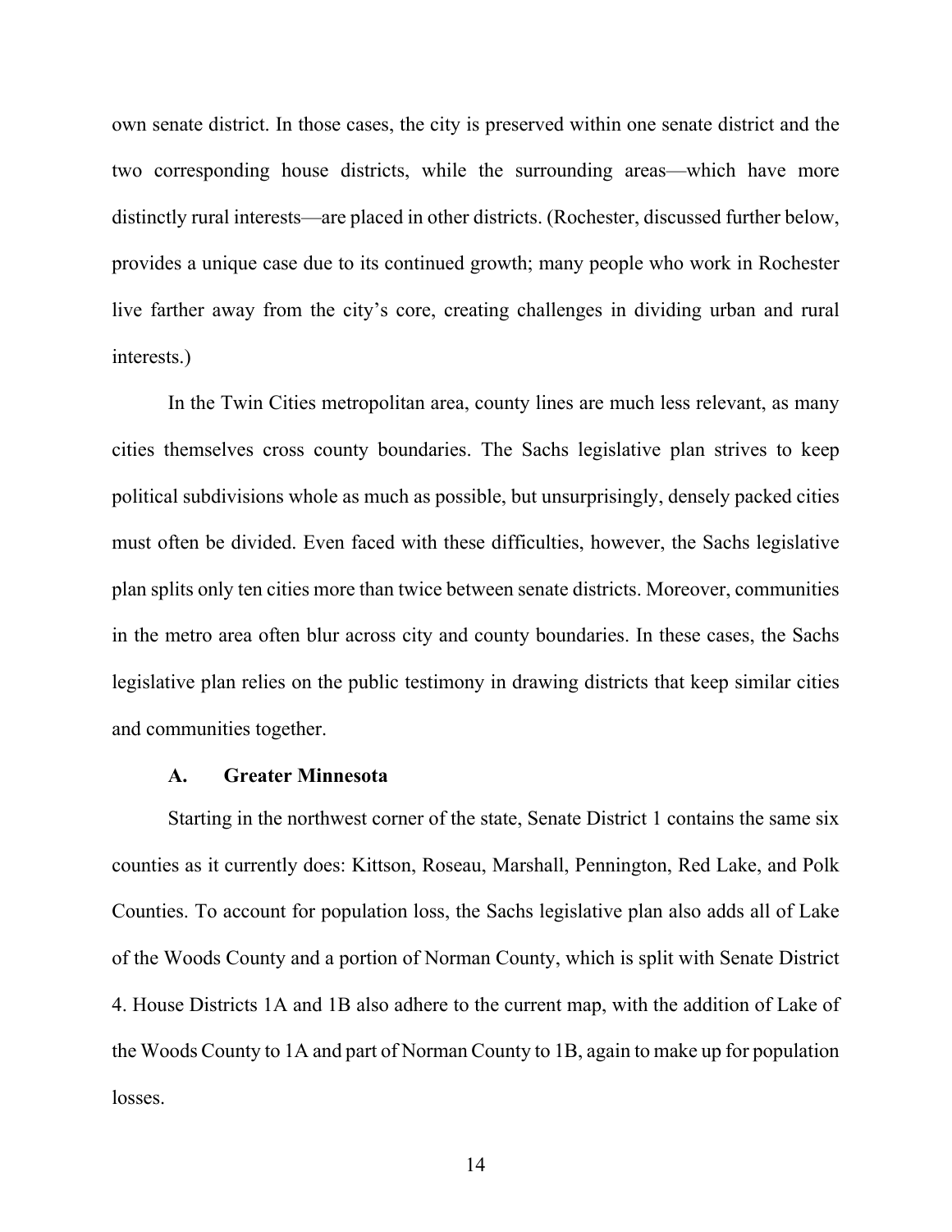own senate district. In those cases, the city is preserved within one senate district and the two corresponding house districts, while the surrounding areas—which have more distinctly rural interests—are placed in other districts. (Rochester, discussed further below, provides a unique case due to its continued growth; many people who work in Rochester live farther away from the city's core, creating challenges in dividing urban and rural interests.)

In the Twin Cities metropolitan area, county lines are much less relevant, as many cities themselves cross county boundaries. The Sachs legislative plan strives to keep political subdivisions whole as much as possible, but unsurprisingly, densely packed cities must often be divided. Even faced with these difficulties, however, the Sachs legislative plan splits only ten cities more than twice between senate districts. Moreover, communities in the metro area often blur across city and county boundaries. In these cases, the Sachs legislative plan relies on the public testimony in drawing districts that keep similar cities and communities together.

### A. Greater Minnesota

Starting in the northwest corner of the state, Senate District 1 contains the same six counties as it currently does: Kittson, Roseau, Marshall, Pennington, Red Lake, and Polk Counties. To account for population loss, the Sachs legislative plan also adds all of Lake of the Woods County and a portion of Norman County, which is split with Senate District 4. House Districts 1A and 1B also adhere to the current map, with the addition of Lake of the Woods County to 1A and part of Norman County to 1B, again to make up for population losses.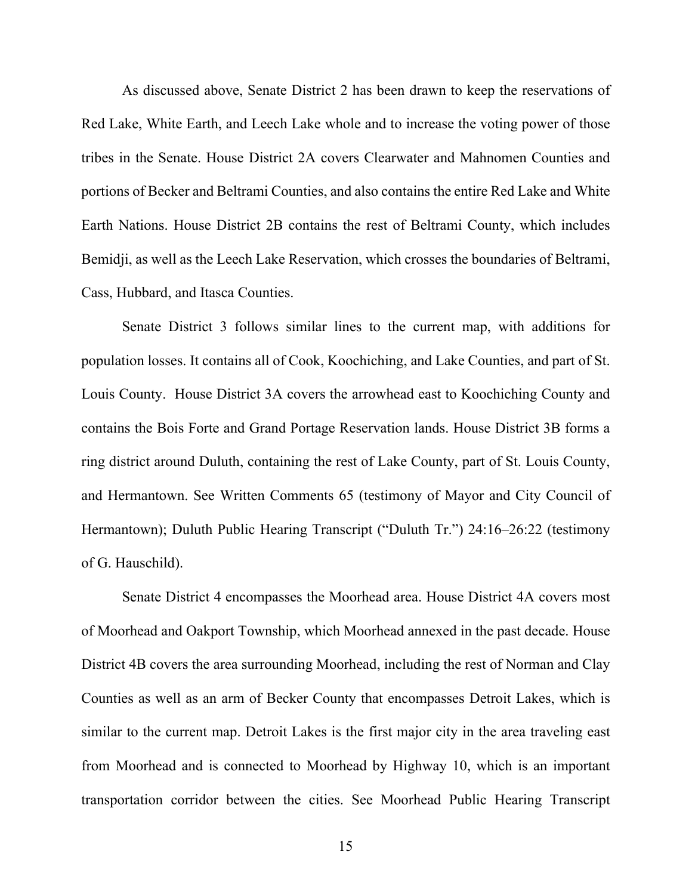As discussed above, Senate District 2 has been drawn to keep the reservations of Red Lake, White Earth, and Leech Lake whole and to increase the voting power of those tribes in the Senate. House District 2A covers Clearwater and Mahnomen Counties and portions of Becker and Beltrami Counties, and also contains the entire Red Lake and White Earth Nations. House District 2B contains the rest of Beltrami County, which includes Bemidji, as well as the Leech Lake Reservation, which crosses the boundaries of Beltrami, Cass, Hubbard, and Itasca Counties.

Senate District 3 follows similar lines to the current map, with additions for population losses. It contains all of Cook, Koochiching, and Lake Counties, and part of St. Louis County. House District 3A covers the arrowhead east to Koochiching County and contains the Bois Forte and Grand Portage Reservation lands. House District 3B forms a ring district around Duluth, containing the rest of Lake County, part of St. Louis County, and Hermantown. See Written Comments 65 (testimony of Mayor and City Council of Hermantown); Duluth Public Hearing Transcript ("Duluth Tr.") 24:16–26:22 (testimony of G. Hauschild).

Senate District 4 encompasses the Moorhead area. House District 4A covers most of Moorhead and Oakport Township, which Moorhead annexed in the past decade. House District 4B covers the area surrounding Moorhead, including the rest of Norman and Clay Counties as well as an arm of Becker County that encompasses Detroit Lakes, which is similar to the current map. Detroit Lakes is the first major city in the area traveling east from Moorhead and is connected to Moorhead by Highway 10, which is an important transportation corridor between the cities. See Moorhead Public Hearing Transcript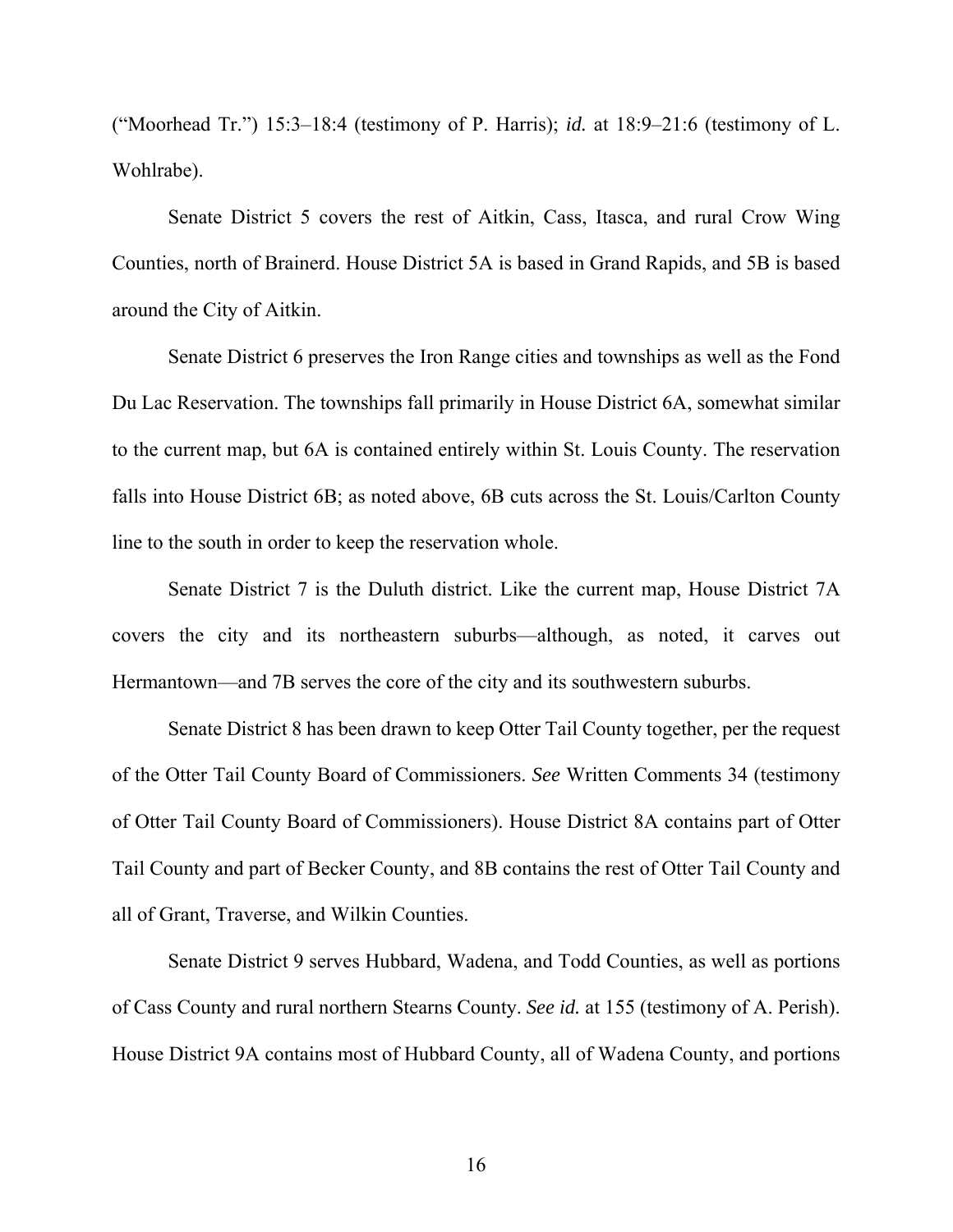("Moorhead Tr.") 15:3–18:4 (testimony of P. Harris); *id.* at 18:9–21:6 (testimony of L. Wohlrabe).

Senate District 5 covers the rest of Aitkin, Cass, Itasca, and rural Crow Wing Counties, north of Brainerd. House District 5A is based in Grand Rapids, and 5B is based around the City of Aitkin.

Senate District 6 preserves the Iron Range cities and townships as well as the Fond Du Lac Reservation. The townships fall primarily in House District 6A, somewhat similar to the current map, but 6A is contained entirely within St. Louis County. The reservation falls into House District 6B; as noted above, 6B cuts across the St. Louis/Carlton County line to the south in order to keep the reservation whole.

Senate District 7 is the Duluth district. Like the current map, House District 7A covers the city and its northeastern suburbs—although, as noted, it carves out Hermantown—and 7B serves the core of the city and its southwestern suburbs.

Senate District 8 has been drawn to keep Otter Tail County together, per the request of the Otter Tail County Board of Commissioners. *See* Written Comments 34 (testimony of Otter Tail County Board of Commissioners). House District 8A contains part of Otter Tail County and part of Becker County, and 8B contains the rest of Otter Tail County and all of Grant, Traverse, and Wilkin Counties.

Senate District 9 serves Hubbard, Wadena, and Todd Counties, as well as portions of Cass County and rural northern Stearns County. *See id.* at 155 (testimony of A. Perish). House District 9A contains most of Hubbard County, all of Wadena County, and portions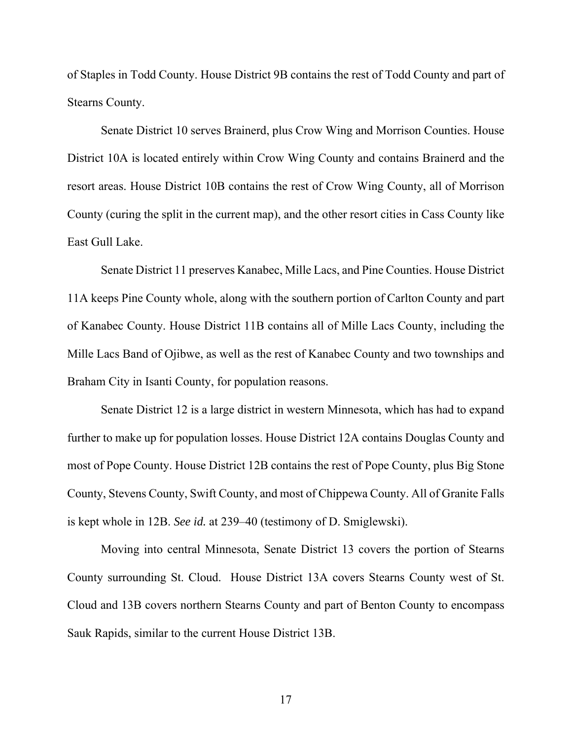of Staples in Todd County. House District 9B contains the rest of Todd County and part of Stearns County.

Senate District 10 serves Brainerd, plus Crow Wing and Morrison Counties. House District 10A is located entirely within Crow Wing County and contains Brainerd and the resort areas. House District 10B contains the rest of Crow Wing County, all of Morrison County (curing the split in the current map), and the other resort cities in Cass County like East Gull Lake.

Senate District 11 preserves Kanabec, Mille Lacs, and Pine Counties. House District 11A keeps Pine County whole, along with the southern portion of Carlton County and part of Kanabec County. House District 11B contains all of Mille Lacs County, including the Mille Lacs Band of Ojibwe, as well as the rest of Kanabec County and two townships and Braham City in Isanti County, for population reasons.

Senate District 12 is a large district in western Minnesota, which has had to expand further to make up for population losses. House District 12A contains Douglas County and most of Pope County. House District 12B contains the rest of Pope County, plus Big Stone County, Stevens County, Swift County, and most of Chippewa County. All of Granite Falls is kept whole in 12B. *See id.* at 239–40 (testimony of D. Smiglewski).

Moving into central Minnesota, Senate District 13 covers the portion of Stearns County surrounding St. Cloud. House District 13A covers Stearns County west of St. Cloud and 13B covers northern Stearns County and part of Benton County to encompass Sauk Rapids, similar to the current House District 13B.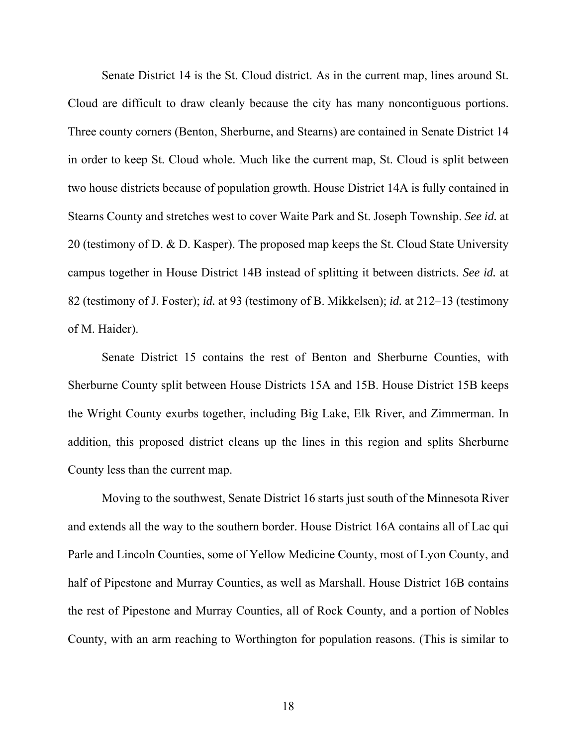Senate District 14 is the St. Cloud district. As in the current map, lines around St. Cloud are difficult to draw cleanly because the city has many noncontiguous portions. Three county corners (Benton, Sherburne, and Stearns) are contained in Senate District 14 in order to keep St. Cloud whole. Much like the current map, St. Cloud is split between two house districts because of population growth. House District 14A is fully contained in Stearns County and stretches west to cover Waite Park and St. Joseph Township. *See id.* at 20 (testimony of D. & D. Kasper). The proposed map keeps the St. Cloud State University campus together in House District 14B instead of splitting it between districts. *See id.* at 82 (testimony of J. Foster); *id.* at 93 (testimony of B. Mikkelsen); *id.* at 212–13 (testimony of M. Haider).

Senate District 15 contains the rest of Benton and Sherburne Counties, with Sherburne County split between House Districts 15A and 15B. House District 15B keeps the Wright County exurbs together, including Big Lake, Elk River, and Zimmerman. In addition, this proposed district cleans up the lines in this region and splits Sherburne County less than the current map.

Moving to the southwest, Senate District 16 starts just south of the Minnesota River and extends all the way to the southern border. House District 16A contains all of Lac qui Parle and Lincoln Counties, some of Yellow Medicine County, most of Lyon County, and half of Pipestone and Murray Counties, as well as Marshall. House District 16B contains the rest of Pipestone and Murray Counties, all of Rock County, and a portion of Nobles County, with an arm reaching to Worthington for population reasons. (This is similar to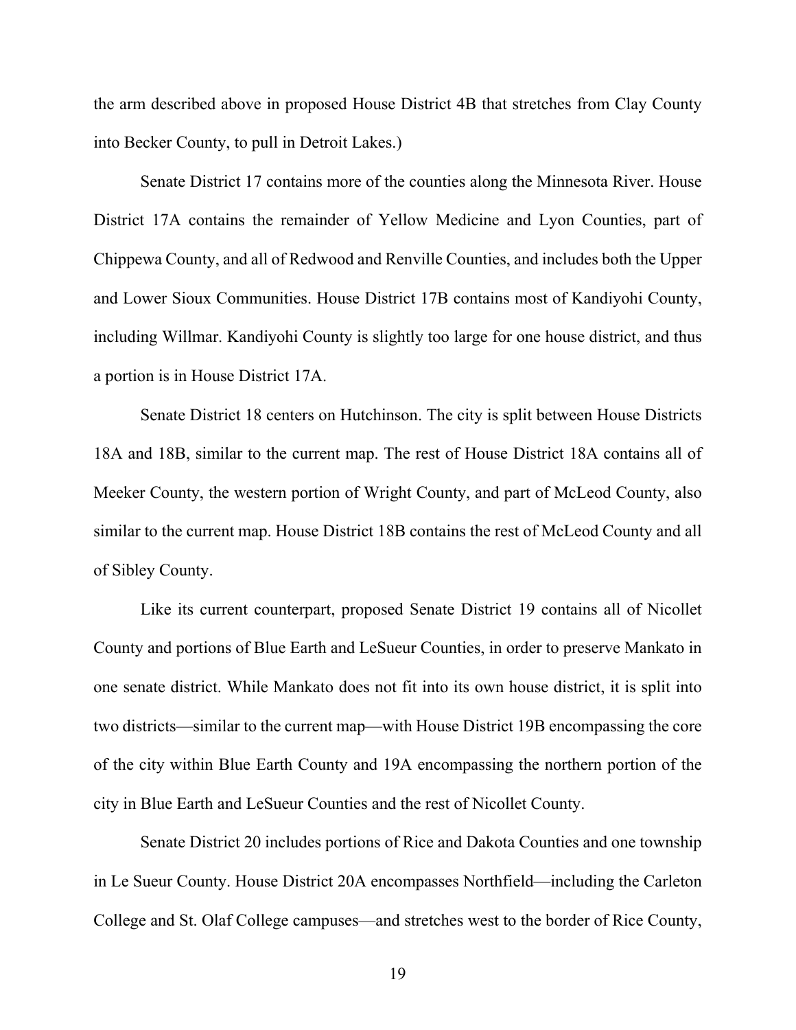the arm described above in proposed House District 4B that stretches from Clay County into Becker County, to pull in Detroit Lakes.)

Senate District 17 contains more of the counties along the Minnesota River. House District 17A contains the remainder of Yellow Medicine and Lyon Counties, part of Chippewa County, and all of Redwood and Renville Counties, and includes both the Upper and Lower Sioux Communities. House District 17B contains most of Kandiyohi County, including Willmar. Kandiyohi County is slightly too large for one house district, and thus a portion is in House District 17A.

Senate District 18 centers on Hutchinson. The city is split between House Districts 18A and 18B, similar to the current map. The rest of House District 18A contains all of Meeker County, the western portion of Wright County, and part of McLeod County, also similar to the current map. House District 18B contains the rest of McLeod County and all of Sibley County.

Like its current counterpart, proposed Senate District 19 contains all of Nicollet County and portions of Blue Earth and LeSueur Counties, in order to preserve Mankato in one senate district. While Mankato does not fit into its own house district, it is split into two districts—similar to the current map—with House District 19B encompassing the core of the city within Blue Earth County and 19A encompassing the northern portion of the city in Blue Earth and LeSueur Counties and the rest of Nicollet County.

Senate District 20 includes portions of Rice and Dakota Counties and one township in Le Sueur County. House District 20A encompasses Northfield—including the Carleton College and St. Olaf College campuses—and stretches west to the border of Rice County,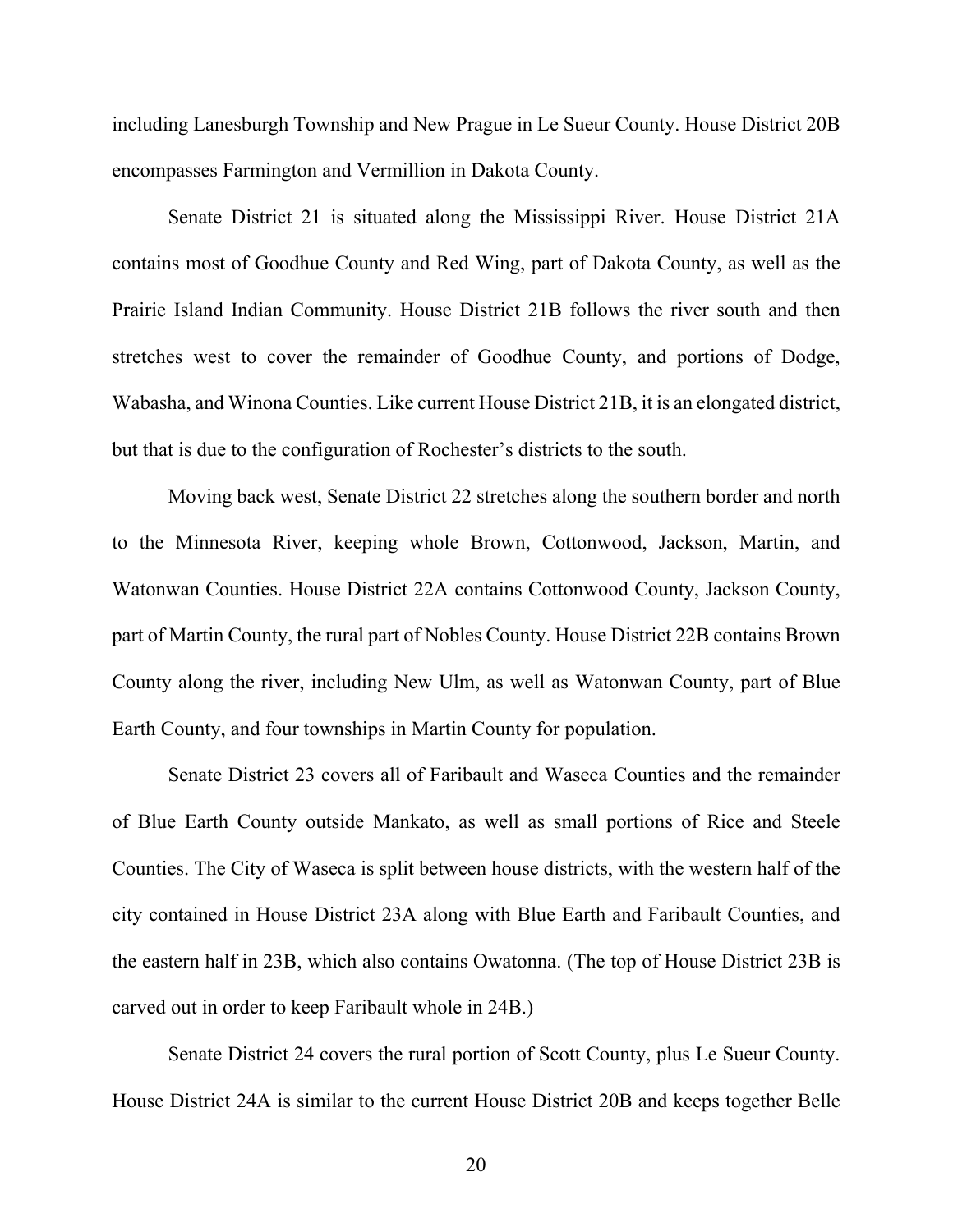including Lanesburgh Township and New Prague in Le Sueur County. House District 20B encompasses Farmington and Vermillion in Dakota County.

Senate District 21 is situated along the Mississippi River. House District 21A contains most of Goodhue County and Red Wing, part of Dakota County, as well as the Prairie Island Indian Community. House District 21B follows the river south and then stretches west to cover the remainder of Goodhue County, and portions of Dodge, Wabasha, and Winona Counties. Like current House District 21B, it is an elongated district, but that is due to the configuration of Rochester's districts to the south.

Moving back west, Senate District 22 stretches along the southern border and north to the Minnesota River, keeping whole Brown, Cottonwood, Jackson, Martin, and Watonwan Counties. House District 22A contains Cottonwood County, Jackson County, part of Martin County, the rural part of Nobles County. House District 22B contains Brown County along the river, including New Ulm, as well as Watonwan County, part of Blue Earth County, and four townships in Martin County for population.

Senate District 23 covers all of Faribault and Waseca Counties and the remainder of Blue Earth County outside Mankato, as well as small portions of Rice and Steele Counties. The City of Waseca is split between house districts, with the western half of the city contained in House District 23A along with Blue Earth and Faribault Counties, and the eastern half in 23B, which also contains Owatonna. (The top of House District 23B is carved out in order to keep Faribault whole in 24B.)

Senate District 24 covers the rural portion of Scott County, plus Le Sueur County. House District 24A is similar to the current House District 20B and keeps together Belle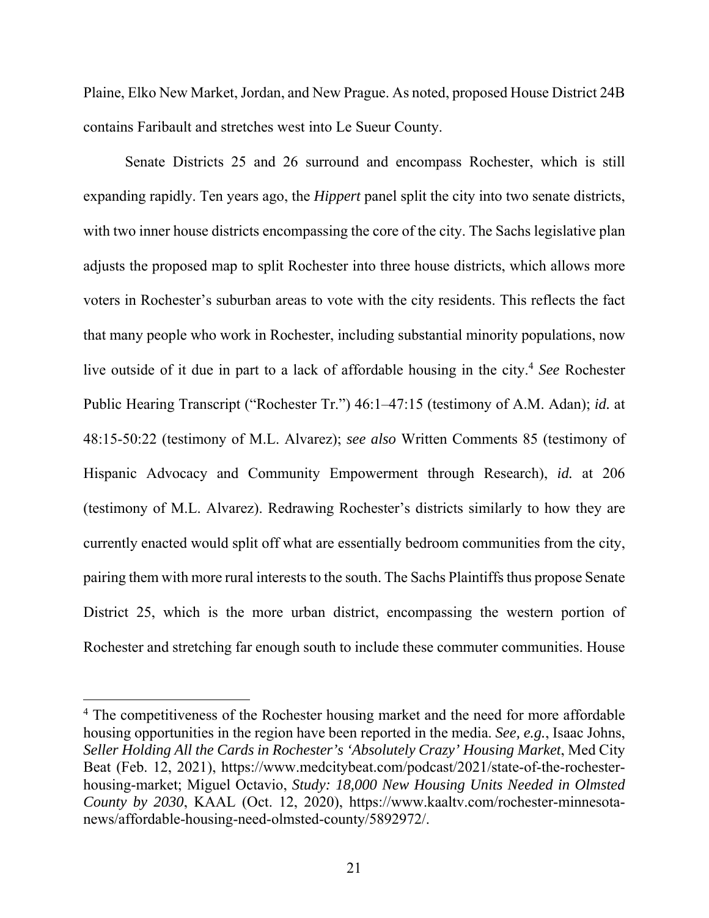Plaine, Elko New Market, Jordan, and New Prague. As noted, proposed House District 24B contains Faribault and stretches west into Le Sueur County.

Senate Districts 25 and 26 surround and encompass Rochester, which is still expanding rapidly. Ten years ago, the *Hippert* panel split the city into two senate districts, with two inner house districts encompassing the core of the city. The Sachs legislative plan adjusts the proposed map to split Rochester into three house districts, which allows more voters in Rochester's suburban areas to vote with the city residents. This reflects the fact that many people who work in Rochester, including substantial minority populations, now live outside of it due in part to a lack of affordable housing in the city.[4] *See* Rochester Public Hearing Transcript ("Rochester Tr.") 46:1–47:15 (testimony of A.M. Adan); *id.* at 48:15-50:22 (testimony of M.L. Alvarez); *see also* Written Comments 85 (testimony of Hispanic Advocacy and Community Empowerment through Research), *id.* at 206 (testimony of M.L. Alvarez). Redrawing Rochester's districts similarly to how they are currently enacted would split off what are essentially bedroom communities from the city, pairing them with more rural interests to the south. The Sachs Plaintiffs thus propose Senate District 25, which is the more urban district, encompassing the western portion of Rochester and stretching far enough south to include these commuter communities. House

---

[4] The competitiveness of the Rochester housing market and the need for more affordable housing opportunities in the region have been reported in the media. *See, e.g.*, Isaac Johns, *Seller Holding All the Cards in Rochester's 'Absolutely Crazy' Housing Market*, Med City Beat (Feb. 12, 2021), https://www.medcitybeat.com/podcast/2021/state-of-the-rochester-housing-market; Miguel Octavio, *Study: 18,000 New Housing Units Needed in Olmsted County by 2030*, KAAL (Oct. 12, 2020), https://www.kaaltv.com/rochester-minnesota-news/affordable-housing-need-olmsted-county/5892972/.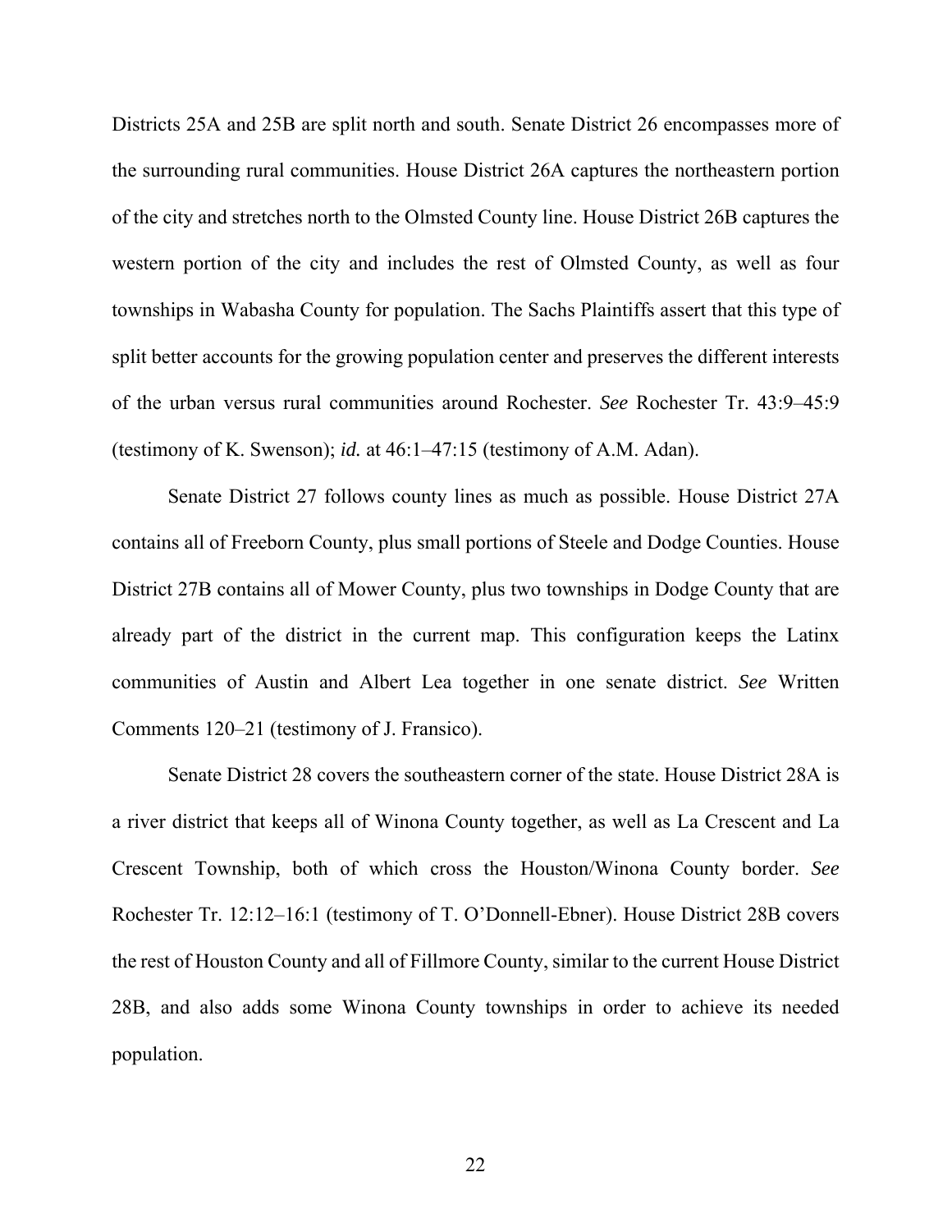Districts 25A and 25B are split north and south. Senate District 26 encompasses more of the surrounding rural communities. House District 26A captures the northeastern portion of the city and stretches north to the Olmsted County line. House District 26B captures the western portion of the city and includes the rest of Olmsted County, as well as four townships in Wabasha County for population. The Sachs Plaintiffs assert that this type of split better accounts for the growing population center and preserves the different interests of the urban versus rural communities around Rochester. *See* Rochester Tr. 43:9–45:9 (testimony of K. Swenson); *id.* at 46:1–47:15 (testimony of A.M. Adan).

Senate District 27 follows county lines as much as possible. House District 27A contains all of Freeborn County, plus small portions of Steele and Dodge Counties. House District 27B contains all of Mower County, plus two townships in Dodge County that are already part of the district in the current map. This configuration keeps the Latinx communities of Austin and Albert Lea together in one senate district. *See* Written Comments 120–21 (testimony of J. Fransico).

Senate District 28 covers the southeastern corner of the state. House District 28A is a river district that keeps all of Winona County together, as well as La Crescent and La Crescent Township, both of which cross the Houston/Winona County border. *See* Rochester Tr. 12:12–16:1 (testimony of T. O'Donnell-Ebner). House District 28B covers the rest of Houston County and all of Fillmore County, similar to the current House District 28B, and also adds some Winona County townships in order to achieve its needed population.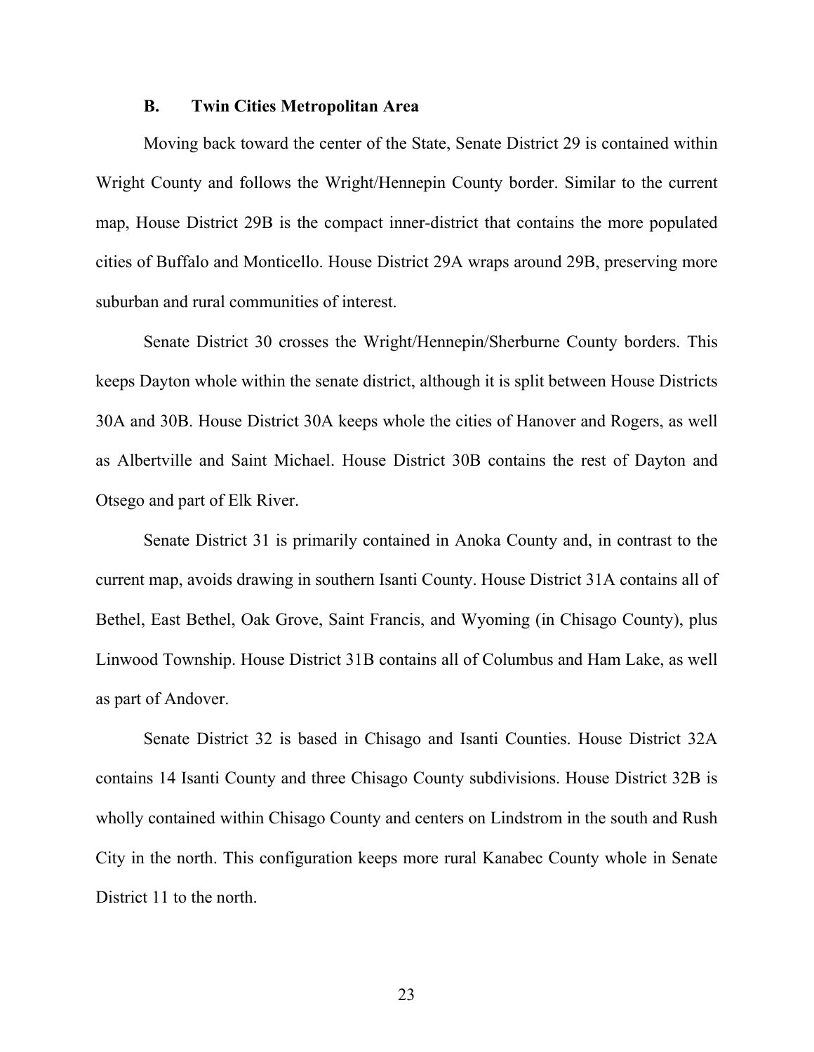### B. Twin Cities Metropolitan Area

Moving back toward the center of the State, Senate District 29 is contained within Wright County and follows the Wright/Hennepin County border. Similar to the current map, House District 29B is the compact inner-district that contains the more populated cities of Buffalo and Monticello. House District 29A wraps around 29B, preserving more suburban and rural communities of interest.

Senate District 30 crosses the Wright/Hennepin/Sherburne County borders. This keeps Dayton whole within the senate district, although it is split between House Districts 30A and 30B. House District 30A keeps whole the cities of Hanover and Rogers, as well as Albertville and Saint Michael. House District 30B contains the rest of Dayton and Otsego and part of Elk River.

Senate District 31 is primarily contained in Anoka County and, in contrast to the current map, avoids drawing in southern Isanti County. House District 31A contains all of Bethel, East Bethel, Oak Grove, Saint Francis, and Wyoming (in Chisago County), plus Linwood Township. House District 31B contains all of Columbus and Ham Lake, as well as part of Andover.

Senate District 32 is based in Chisago and Isanti Counties. House District 32A contains 14 Isanti County and three Chisago County subdivisions. House District 32B is wholly contained within Chisago County and centers on Lindstrom in the south and Rush City in the north. This configuration keeps more rural Kanabec County whole in Senate District 11 to the north.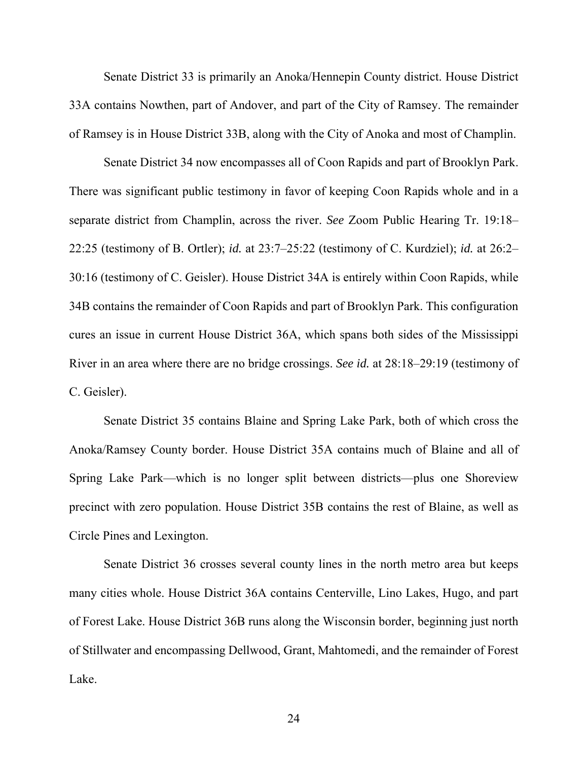Senate District 33 is primarily an Anoka/Hennepin County district. House District 33A contains Nowthen, part of Andover, and part of the City of Ramsey. The remainder of Ramsey is in House District 33B, along with the City of Anoka and most of Champlin.

Senate District 34 now encompasses all of Coon Rapids and part of Brooklyn Park. There was significant public testimony in favor of keeping Coon Rapids whole and in a separate district from Champlin, across the river. *See* Zoom Public Hearing Tr. 19:18–22:25 (testimony of B. Ortler); *id.* at 23:7–25:22 (testimony of C. Kurdziel); *id.* at 26:2–30:16 (testimony of C. Geisler). House District 34A is entirely within Coon Rapids, while 34B contains the remainder of Coon Rapids and part of Brooklyn Park. This configuration cures an issue in current House District 36A, which spans both sides of the Mississippi River in an area where there are no bridge crossings. *See id.* at 28:18–29:19 (testimony of C. Geisler).

Senate District 35 contains Blaine and Spring Lake Park, both of which cross the Anoka/Ramsey County border. House District 35A contains much of Blaine and all of Spring Lake Park—which is no longer split between districts—plus one Shoreview precinct with zero population. House District 35B contains the rest of Blaine, as well as Circle Pines and Lexington.

Senate District 36 crosses several county lines in the north metro area but keeps many cities whole. House District 36A contains Centerville, Lino Lakes, Hugo, and part of Forest Lake. House District 36B runs along the Wisconsin border, beginning just north of Stillwater and encompassing Dellwood, Grant, Mahtomedi, and the remainder of Forest Lake.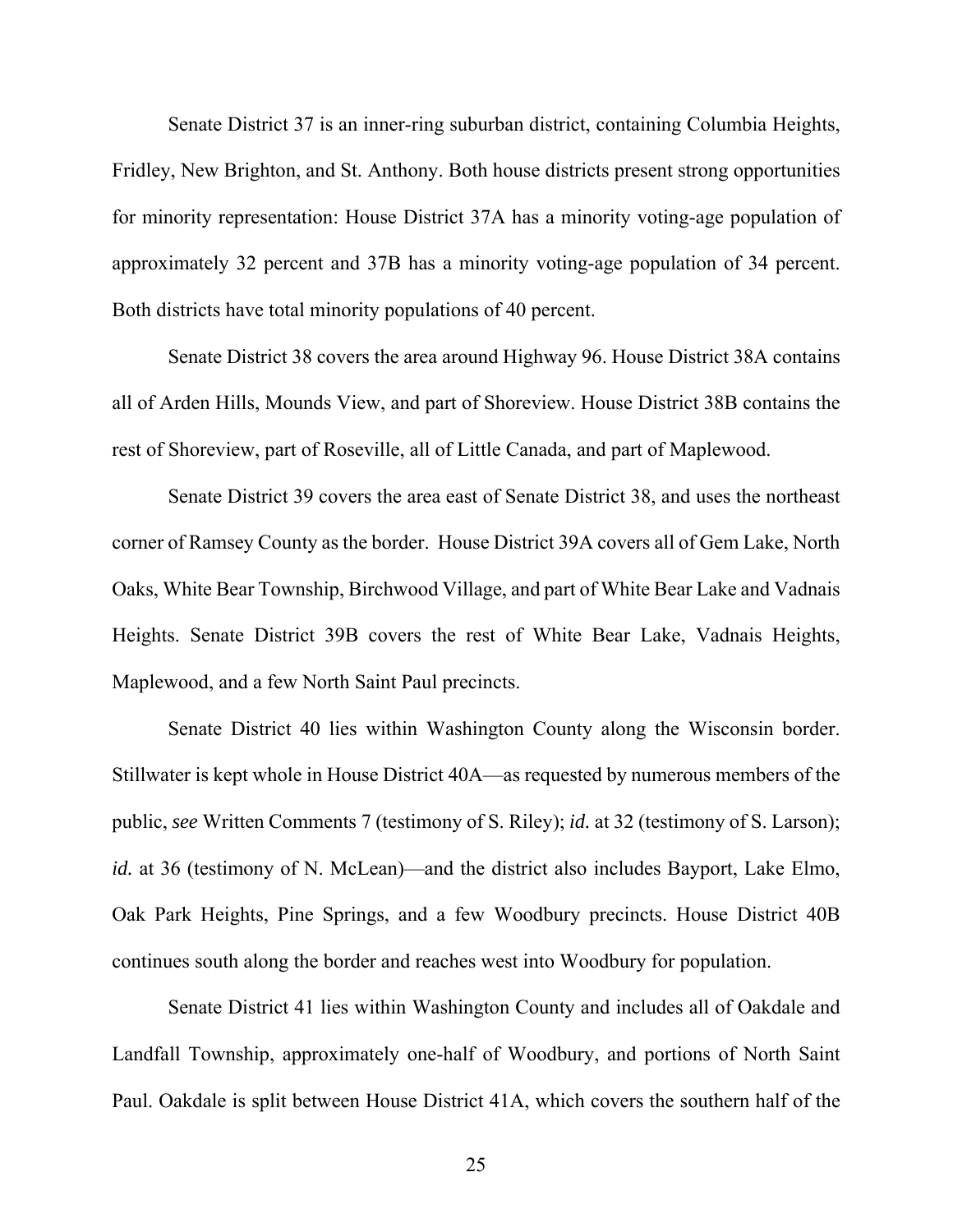Senate District 37 is an inner-ring suburban district, containing Columbia Heights, Fridley, New Brighton, and St. Anthony. Both house districts present strong opportunities for minority representation: House District 37A has a minority voting-age population of approximately 32 percent and 37B has a minority voting-age population of 34 percent. Both districts have total minority populations of 40 percent.

Senate District 38 covers the area around Highway 96. House District 38A contains all of Arden Hills, Mounds View, and part of Shoreview. House District 38B contains the rest of Shoreview, part of Roseville, all of Little Canada, and part of Maplewood.

Senate District 39 covers the area east of Senate District 38, and uses the northeast corner of Ramsey County as the border. House District 39A covers all of Gem Lake, North Oaks, White Bear Township, Birchwood Village, and part of White Bear Lake and Vadnais Heights. Senate District 39B covers the rest of White Bear Lake, Vadnais Heights, Maplewood, and a few North Saint Paul precincts.

Senate District 40 lies within Washington County along the Wisconsin border. Stillwater is kept whole in House District 40A—as requested by numerous members of the public, *see* Written Comments 7 (testimony of S. Riley); *id.* at 32 (testimony of S. Larson); *id.* at 36 (testimony of N. McLean)—and the district also includes Bayport, Lake Elmo, Oak Park Heights, Pine Springs, and a few Woodbury precincts. House District 40B continues south along the border and reaches west into Woodbury for population.

Senate District 41 lies within Washington County and includes all of Oakdale and Landfall Township, approximately one-half of Woodbury, and portions of North Saint Paul. Oakdale is split between House District 41A, which covers the southern half of the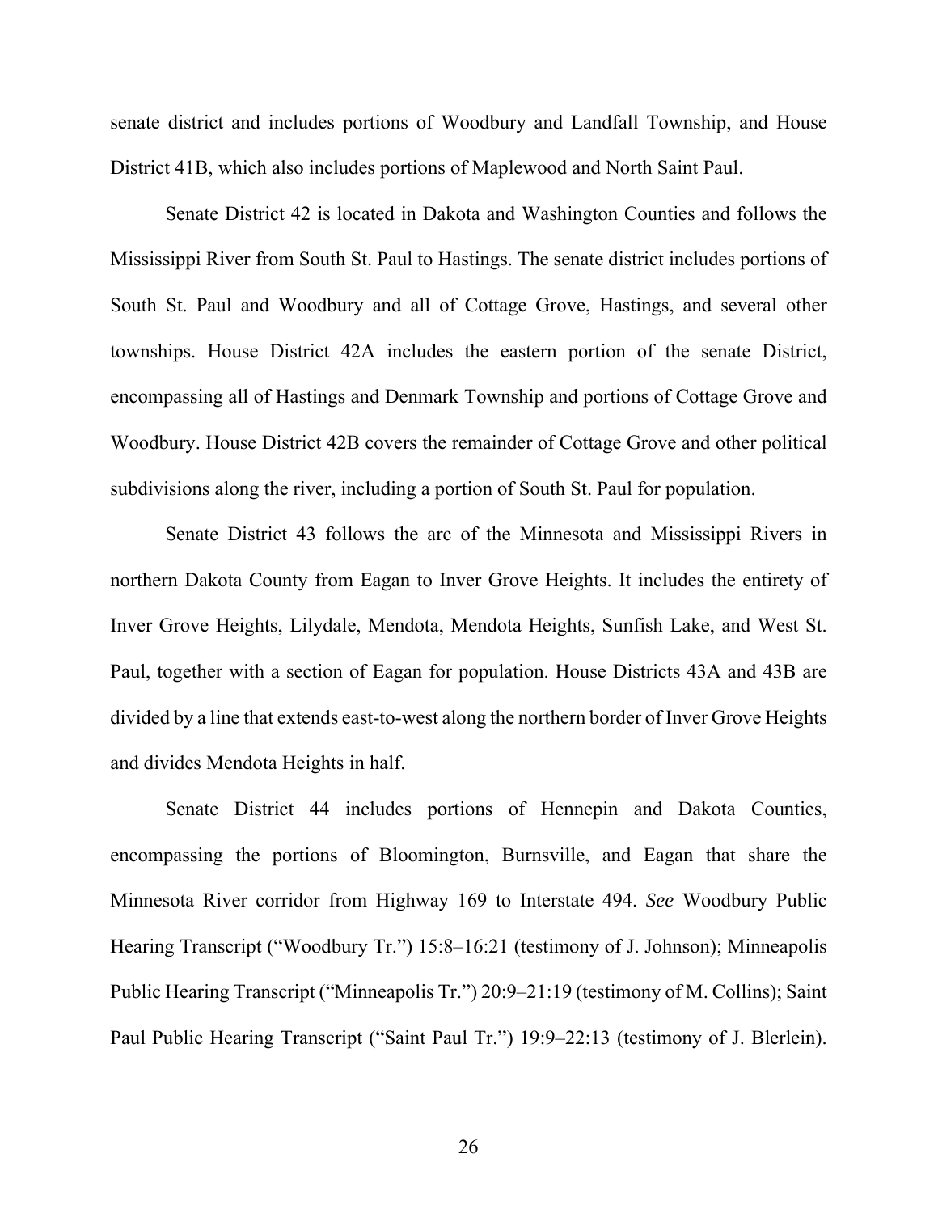senate district and includes portions of Woodbury and Landfall Township, and House District 41B, which also includes portions of Maplewood and North Saint Paul.

Senate District 42 is located in Dakota and Washington Counties and follows the Mississippi River from South St. Paul to Hastings. The senate district includes portions of South St. Paul and Woodbury and all of Cottage Grove, Hastings, and several other townships. House District 42A includes the eastern portion of the senate District, encompassing all of Hastings and Denmark Township and portions of Cottage Grove and Woodbury. House District 42B covers the remainder of Cottage Grove and other political subdivisions along the river, including a portion of South St. Paul for population.

Senate District 43 follows the arc of the Minnesota and Mississippi Rivers in northern Dakota County from Eagan to Inver Grove Heights. It includes the entirety of Inver Grove Heights, Lilydale, Mendota, Mendota Heights, Sunfish Lake, and West St. Paul, together with a section of Eagan for population. House Districts 43A and 43B are divided by a line that extends east-to-west along the northern border of Inver Grove Heights and divides Mendota Heights in half.

Senate District 44 includes portions of Hennepin and Dakota Counties, encompassing the portions of Bloomington, Burnsville, and Eagan that share the Minnesota River corridor from Highway 169 to Interstate 494. *See* Woodbury Public Hearing Transcript ("Woodbury Tr.") 15:8–16:21 (testimony of J. Johnson); Minneapolis Public Hearing Transcript ("Minneapolis Tr.") 20:9–21:19 (testimony of M. Collins); Saint Paul Public Hearing Transcript ("Saint Paul Tr.") 19:9–22:13 (testimony of J. Blerlein).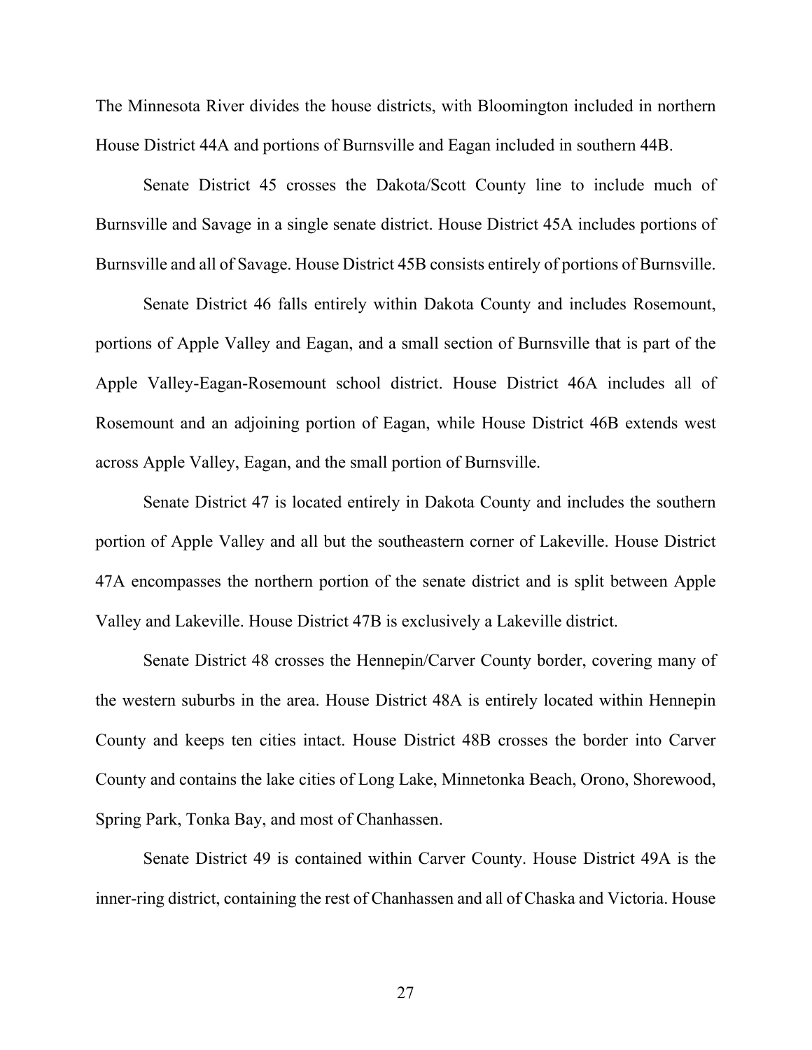The Minnesota River divides the house districts, with Bloomington included in northern House District 44A and portions of Burnsville and Eagan included in southern 44B.

Senate District 45 crosses the Dakota/Scott County line to include much of Burnsville and Savage in a single senate district. House District 45A includes portions of Burnsville and all of Savage. House District 45B consists entirely of portions of Burnsville.

Senate District 46 falls entirely within Dakota County and includes Rosemount, portions of Apple Valley and Eagan, and a small section of Burnsville that is part of the Apple Valley-Eagan-Rosemount school district. House District 46A includes all of Rosemount and an adjoining portion of Eagan, while House District 46B extends west across Apple Valley, Eagan, and the small portion of Burnsville.

Senate District 47 is located entirely in Dakota County and includes the southern portion of Apple Valley and all but the southeastern corner of Lakeville. House District 47A encompasses the northern portion of the senate district and is split between Apple Valley and Lakeville. House District 47B is exclusively a Lakeville district.

Senate District 48 crosses the Hennepin/Carver County border, covering many of the western suburbs in the area. House District 48A is entirely located within Hennepin County and keeps ten cities intact. House District 48B crosses the border into Carver County and contains the lake cities of Long Lake, Minnetonka Beach, Orono, Shorewood, Spring Park, Tonka Bay, and most of Chanhassen.

Senate District 49 is contained within Carver County. House District 49A is the inner-ring district, containing the rest of Chanhassen and all of Chaska and Victoria. House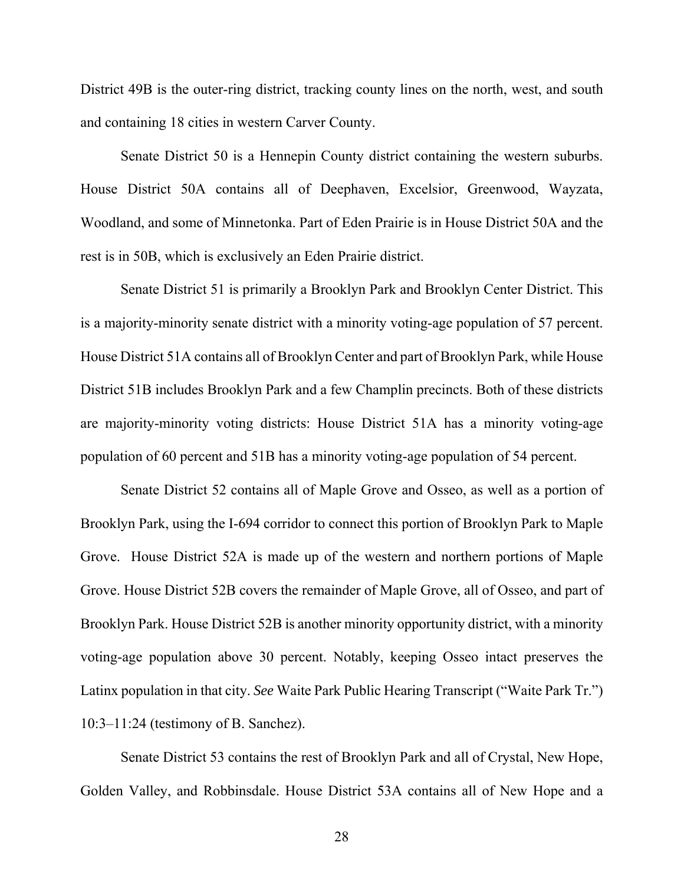District 49B is the outer-ring district, tracking county lines on the north, west, and south and containing 18 cities in western Carver County.

Senate District 50 is a Hennepin County district containing the western suburbs. House District 50A contains all of Deephaven, Excelsior, Greenwood, Wayzata, Woodland, and some of Minnetonka. Part of Eden Prairie is in House District 50A and the rest is in 50B, which is exclusively an Eden Prairie district.

Senate District 51 is primarily a Brooklyn Park and Brooklyn Center District. This is a majority-minority senate district with a minority voting-age population of 57 percent. House District 51A contains all of Brooklyn Center and part of Brooklyn Park, while House District 51B includes Brooklyn Park and a few Champlin precincts. Both of these districts are majority-minority voting districts: House District 51A has a minority voting-age population of 60 percent and 51B has a minority voting-age population of 54 percent.

Senate District 52 contains all of Maple Grove and Osseo, as well as a portion of Brooklyn Park, using the I-694 corridor to connect this portion of Brooklyn Park to Maple Grove. House District 52A is made up of the western and northern portions of Maple Grove. House District 52B covers the remainder of Maple Grove, all of Osseo, and part of Brooklyn Park. House District 52B is another minority opportunity district, with a minority voting-age population above 30 percent. Notably, keeping Osseo intact preserves the Latinx population in that city. *See* Waite Park Public Hearing Transcript ("Waite Park Tr.") 10:3–11:24 (testimony of B. Sanchez).

Senate District 53 contains the rest of Brooklyn Park and all of Crystal, New Hope, Golden Valley, and Robbinsdale. House District 53A contains all of New Hope and a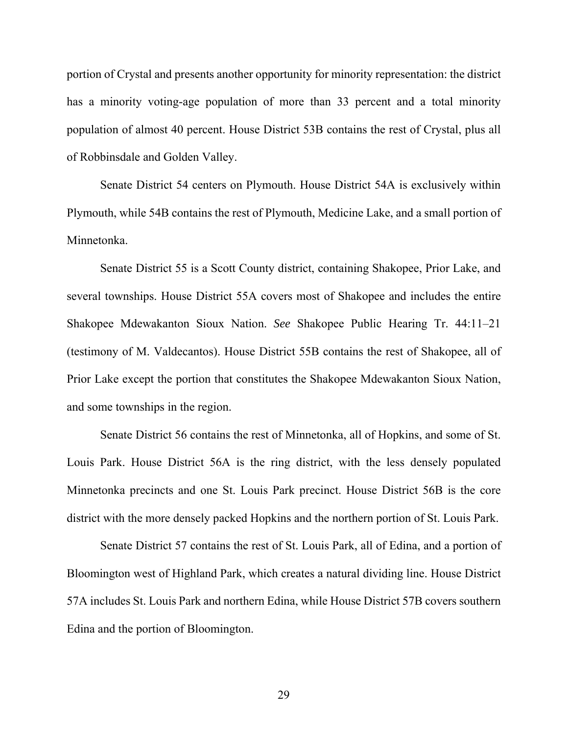portion of Crystal and presents another opportunity for minority representation: the district has a minority voting-age population of more than 33 percent and a total minority population of almost 40 percent. House District 53B contains the rest of Crystal, plus all of Robbinsdale and Golden Valley.

Senate District 54 centers on Plymouth. House District 54A is exclusively within Plymouth, while 54B contains the rest of Plymouth, Medicine Lake, and a small portion of Minnetonka.

Senate District 55 is a Scott County district, containing Shakopee, Prior Lake, and several townships. House District 55A covers most of Shakopee and includes the entire Shakopee Mdewakanton Sioux Nation. *See* Shakopee Public Hearing Tr. 44:11–21 (testimony of M. Valdecantos). House District 55B contains the rest of Shakopee, all of Prior Lake except the portion that constitutes the Shakopee Mdewakanton Sioux Nation, and some townships in the region.

Senate District 56 contains the rest of Minnetonka, all of Hopkins, and some of St. Louis Park. House District 56A is the ring district, with the less densely populated Minnetonka precincts and one St. Louis Park precinct. House District 56B is the core district with the more densely packed Hopkins and the northern portion of St. Louis Park.

Senate District 57 contains the rest of St. Louis Park, all of Edina, and a portion of Bloomington west of Highland Park, which creates a natural dividing line. House District 57A includes St. Louis Park and northern Edina, while House District 57B covers southern Edina and the portion of Bloomington.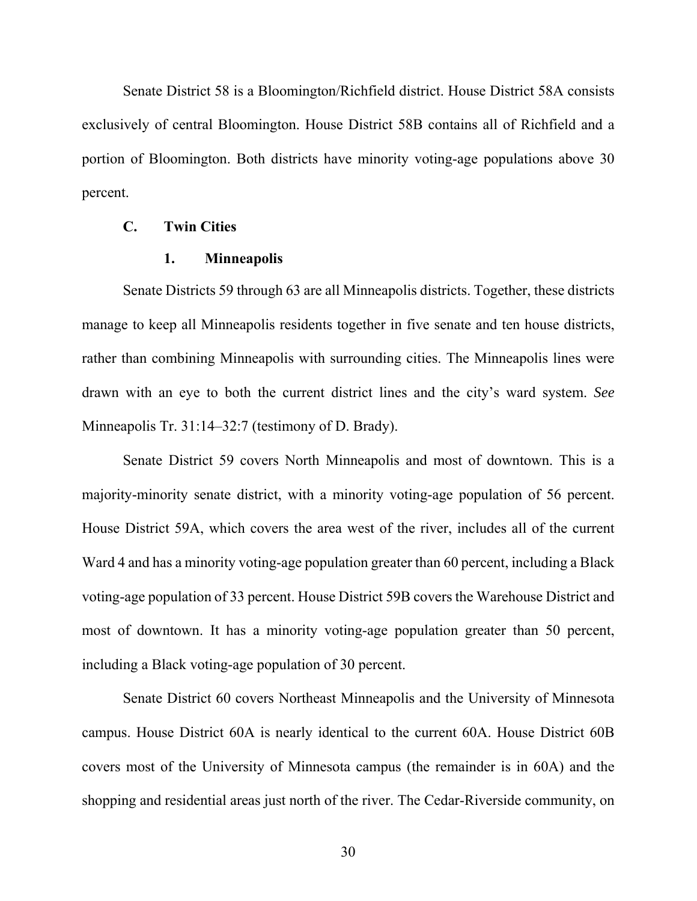Senate District 58 is a Bloomington/Richfield district. House District 58A consists exclusively of central Bloomington. House District 58B contains all of Richfield and a portion of Bloomington. Both districts have minority voting-age populations above 30 percent.

### C. Twin Cities

#### 1. Minneapolis

Senate Districts 59 through 63 are all Minneapolis districts. Together, these districts manage to keep all Minneapolis residents together in five senate and ten house districts, rather than combining Minneapolis with surrounding cities. The Minneapolis lines were drawn with an eye to both the current district lines and the city's ward system. *See* Minneapolis Tr. 31:14–32:7 (testimony of D. Brady).

Senate District 59 covers North Minneapolis and most of downtown. This is a majority-minority senate district, with a minority voting-age population of 56 percent. House District 59A, which covers the area west of the river, includes all of the current Ward 4 and has a minority voting-age population greater than 60 percent, including a Black voting-age population of 33 percent. House District 59B covers the Warehouse District and most of downtown. It has a minority voting-age population greater than 50 percent, including a Black voting-age population of 30 percent.

Senate District 60 covers Northeast Minneapolis and the University of Minnesota campus. House District 60A is nearly identical to the current 60A. House District 60B covers most of the University of Minnesota campus (the remainder is in 60A) and the shopping and residential areas just north of the river. The Cedar-Riverside community, on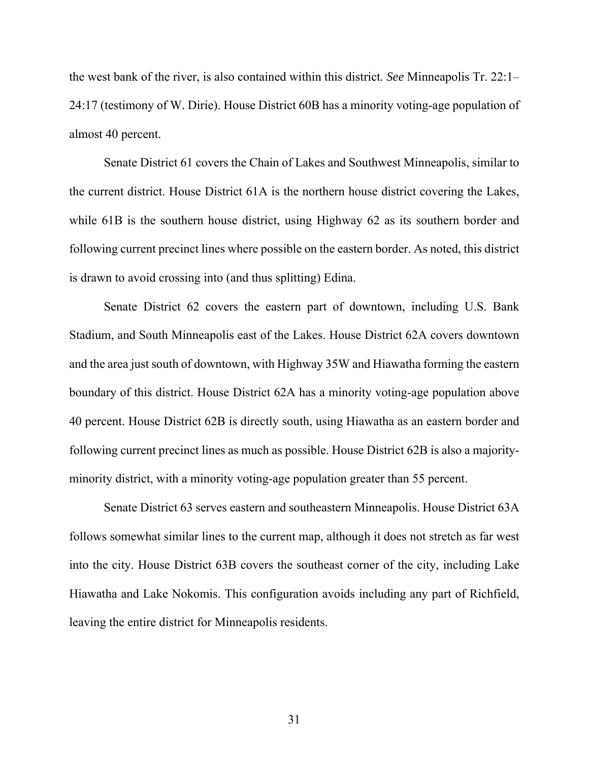the west bank of the river, is also contained within this district. *See* Minneapolis Tr. 22:1–24:17 (testimony of W. Dirie). House District 60B has a minority voting-age population of almost 40 percent.

Senate District 61 covers the Chain of Lakes and Southwest Minneapolis, similar to the current district. House District 61A is the northern house district covering the Lakes, while 61B is the southern house district, using Highway 62 as its southern border and following current precinct lines where possible on the eastern border. As noted, this district is drawn to avoid crossing into (and thus splitting) Edina.

Senate District 62 covers the eastern part of downtown, including U.S. Bank Stadium, and South Minneapolis east of the Lakes. House District 62A covers downtown and the area just south of downtown, with Highway 35W and Hiawatha forming the eastern boundary of this district. House District 62A has a minority voting-age population above 40 percent. House District 62B is directly south, using Hiawatha as an eastern border and following current precinct lines as much as possible. House District 62B is also a majority-minority district, with a minority voting-age population greater than 55 percent.

Senate District 63 serves eastern and southeastern Minneapolis. House District 63A follows somewhat similar lines to the current map, although it does not stretch as far west into the city. House District 63B covers the southeast corner of the city, including Lake Hiawatha and Lake Nokomis. This configuration avoids including any part of Richfield, leaving the entire district for Minneapolis residents.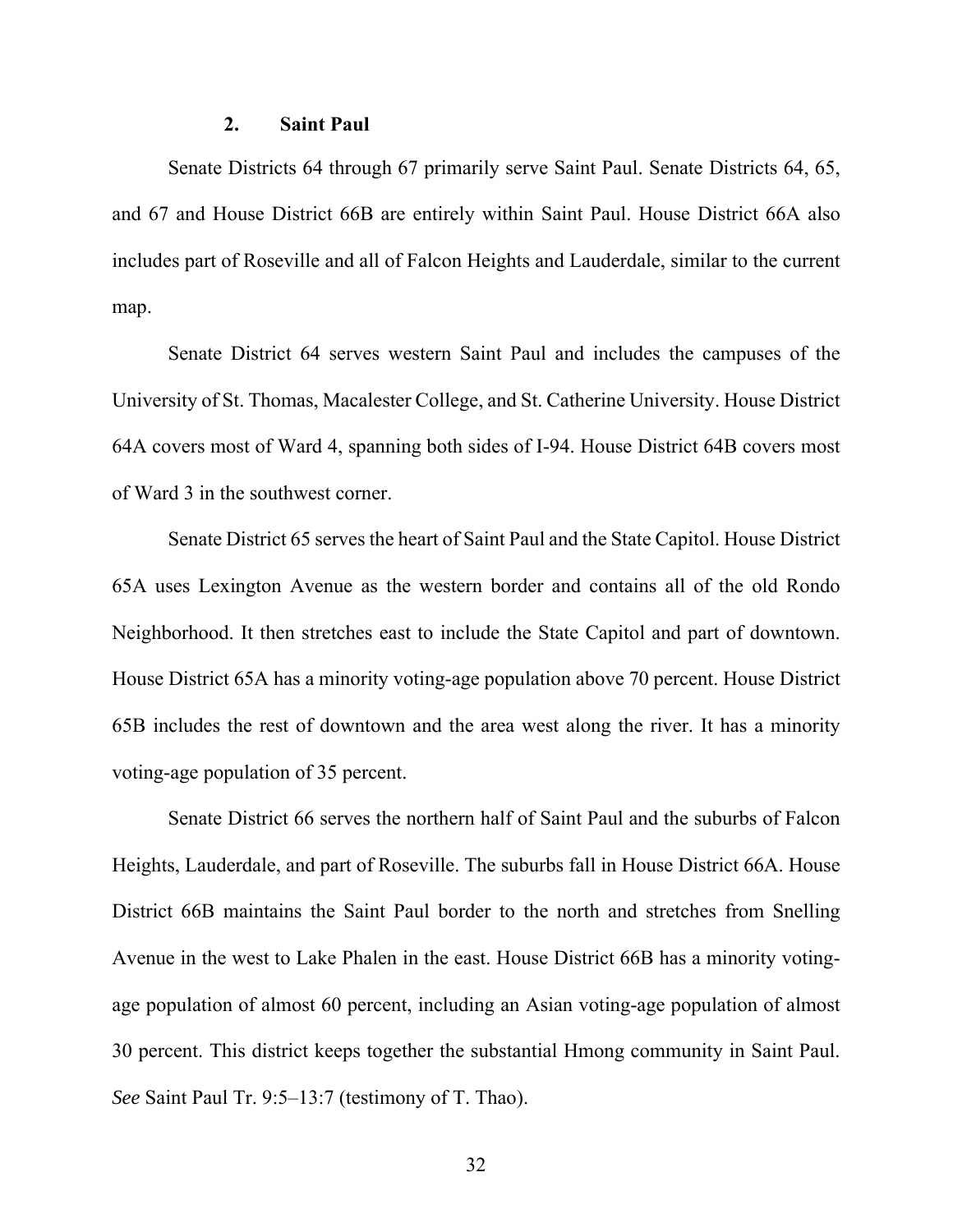### 2. Saint Paul

Senate Districts 64 through 67 primarily serve Saint Paul. Senate Districts 64, 65, and 67 and House District 66B are entirely within Saint Paul. House District 66A also includes part of Roseville and all of Falcon Heights and Lauderdale, similar to the current map.

Senate District 64 serves western Saint Paul and includes the campuses of the University of St. Thomas, Macalester College, and St. Catherine University. House District 64A covers most of Ward 4, spanning both sides of I-94. House District 64B covers most of Ward 3 in the southwest corner.

Senate District 65 serves the heart of Saint Paul and the State Capitol. House District 65A uses Lexington Avenue as the western border and contains all of the old Rondo Neighborhood. It then stretches east to include the State Capitol and part of downtown. House District 65A has a minority voting-age population above 70 percent. House District 65B includes the rest of downtown and the area west along the river. It has a minority voting-age population of 35 percent.

Senate District 66 serves the northern half of Saint Paul and the suburbs of Falcon Heights, Lauderdale, and part of Roseville. The suburbs fall in House District 66A. House District 66B maintains the Saint Paul border to the north and stretches from Snelling Avenue in the west to Lake Phalen in the east. House District 66B has a minority voting-age population of almost 60 percent, including an Asian voting-age population of almost 30 percent. This district keeps together the substantial Hmong community in Saint Paul. *See* Saint Paul Tr. 9:5–13:7 (testimony of T. Thao).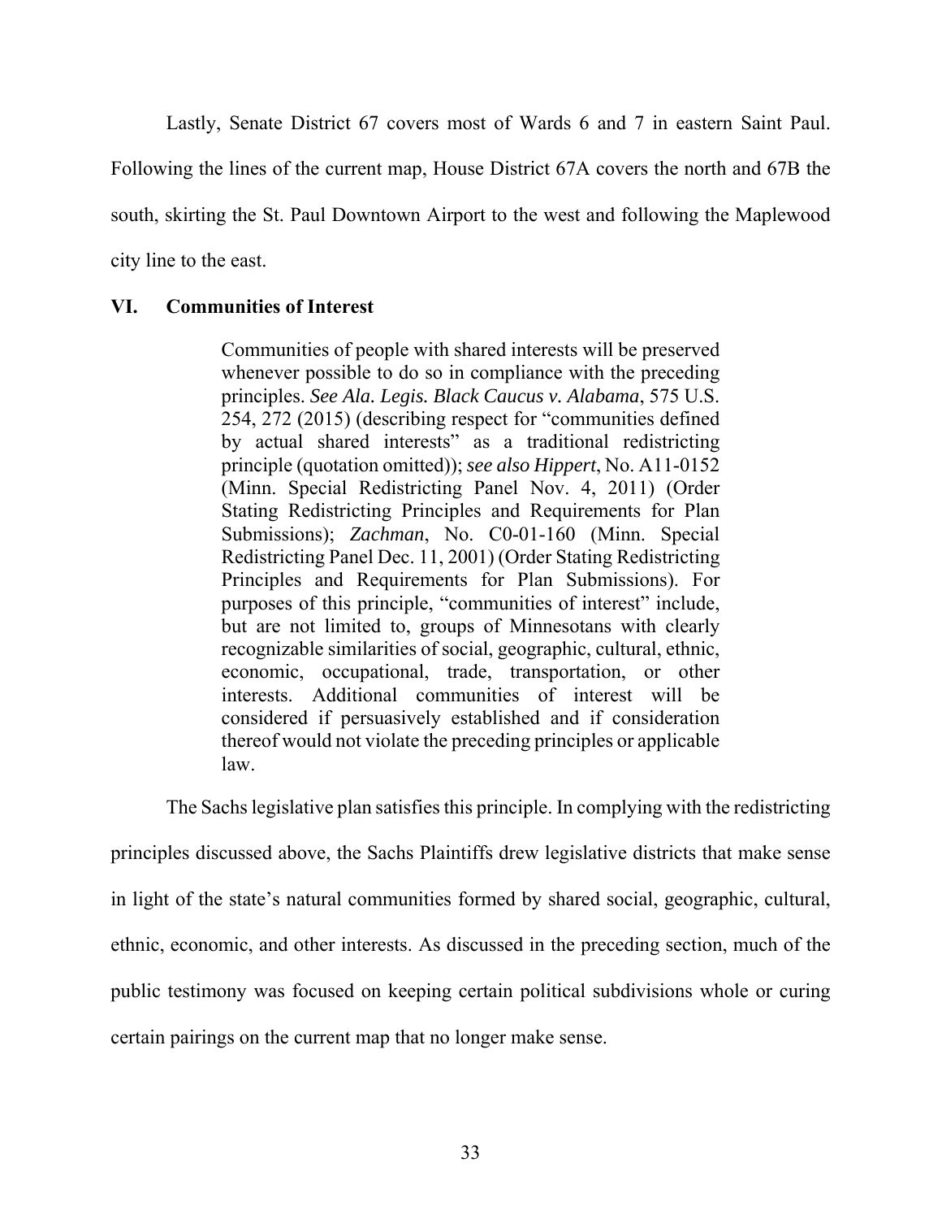Lastly, Senate District 67 covers most of Wards 6 and 7 in eastern Saint Paul. Following the lines of the current map, House District 67A covers the north and 67B the south, skirting the St. Paul Downtown Airport to the west and following the Maplewood city line to the east.

## VI. Communities of Interest

> Communities of people with shared interests will be preserved whenever possible to do so in compliance with the preceding principles. *See Ala. Legis. Black Caucus v. Alabama*, 575 U.S. 254, 272 (2015) (describing respect for "communities defined by actual shared interests" as a traditional redistricting principle (quotation omitted)); *see also Hippert*, No. A11-0152 (Minn. Special Redistricting Panel Nov. 4, 2011) (Order Stating Redistricting Principles and Requirements for Plan Submissions); *Zachman*, No. C0-01-160 (Minn. Special Redistricting Panel Dec. 11, 2001) (Order Stating Redistricting Principles and Requirements for Plan Submissions). For purposes of this principle, "communities of interest" include, but are not limited to, groups of Minnesotans with clearly recognizable similarities of social, geographic, cultural, ethnic, economic, occupational, trade, transportation, or other interests. Additional communities of interest will be considered if persuasively established and if consideration thereof would not violate the preceding principles or applicable law.

The Sachs legislative plan satisfies this principle. In complying with the redistricting principles discussed above, the Sachs Plaintiffs drew legislative districts that make sense in light of the state's natural communities formed by shared social, geographic, cultural, ethnic, economic, and other interests. As discussed in the preceding section, much of the public testimony was focused on keeping certain political subdivisions whole or curing certain pairings on the current map that no longer make sense.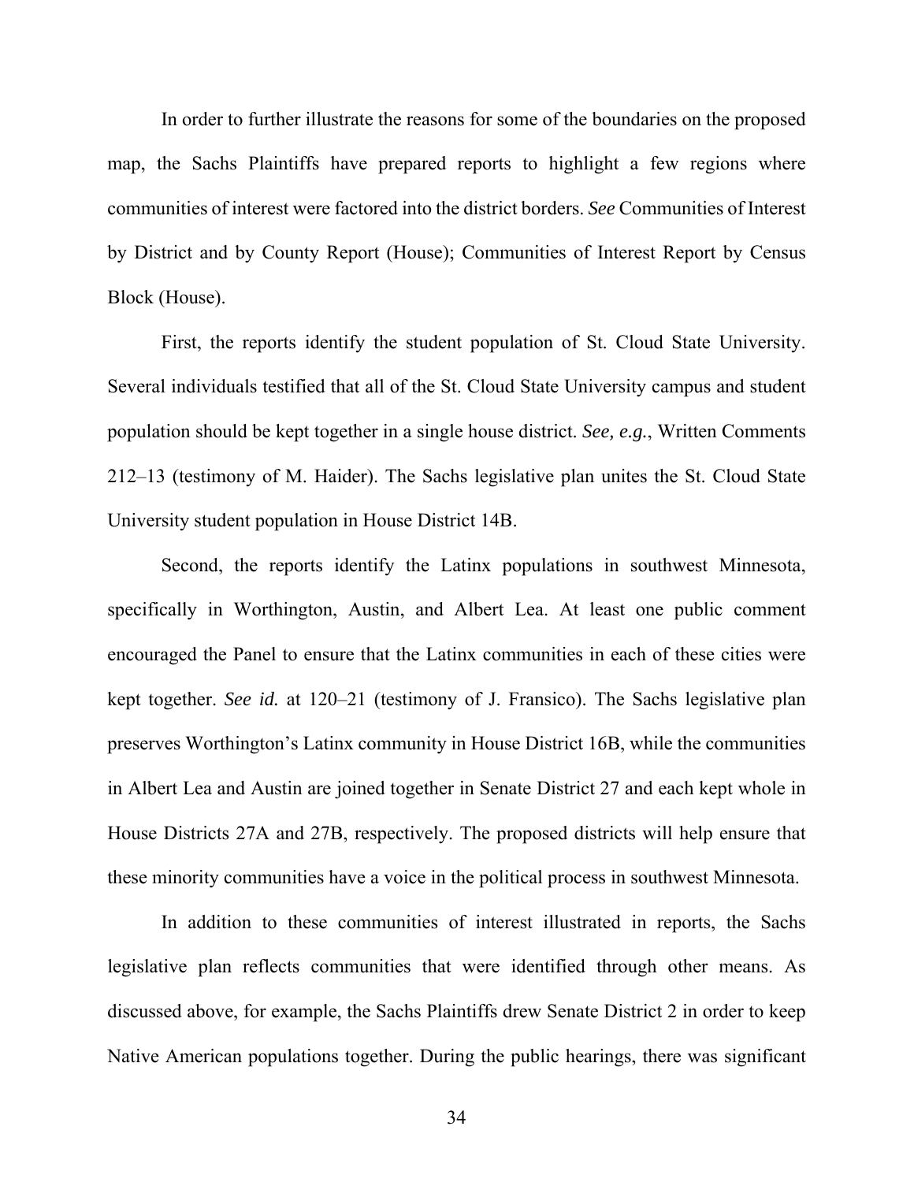In order to further illustrate the reasons for some of the boundaries on the proposed map, the Sachs Plaintiffs have prepared reports to highlight a few regions where communities of interest were factored into the district borders. *See* Communities of Interest by District and by County Report (House); Communities of Interest Report by Census Block (House).

First, the reports identify the student population of St. Cloud State University. Several individuals testified that all of the St. Cloud State University campus and student population should be kept together in a single house district. *See, e.g.*, Written Comments 212–13 (testimony of M. Haider). The Sachs legislative plan unites the St. Cloud State University student population in House District 14B.

Second, the reports identify the Latinx populations in southwest Minnesota, specifically in Worthington, Austin, and Albert Lea. At least one public comment encouraged the Panel to ensure that the Latinx communities in each of these cities were kept together. *See id.* at 120–21 (testimony of J. Fransico). The Sachs legislative plan preserves Worthington's Latinx community in House District 16B, while the communities in Albert Lea and Austin are joined together in Senate District 27 and each kept whole in House Districts 27A and 27B, respectively. The proposed districts will help ensure that these minority communities have a voice in the political process in southwest Minnesota.

In addition to these communities of interest illustrated in reports, the Sachs legislative plan reflects communities that were identified through other means. As discussed above, for example, the Sachs Plaintiffs drew Senate District 2 in order to keep Native American populations together. During the public hearings, there was significant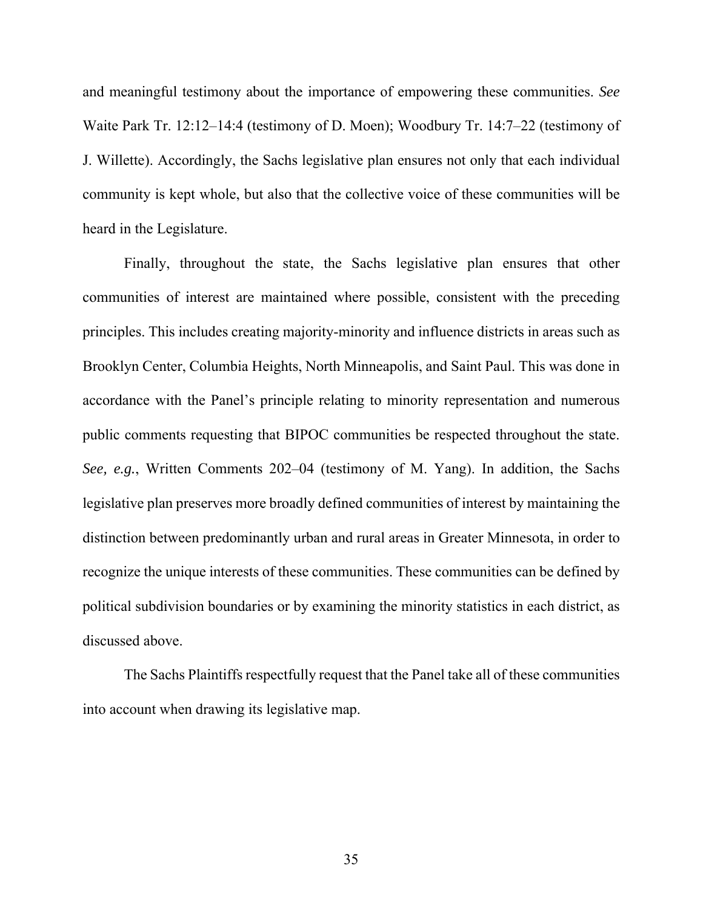and meaningful testimony about the importance of empowering these communities. *See* Waite Park Tr. 12:12–14:4 (testimony of D. Moen); Woodbury Tr. 14:7–22 (testimony of J. Willette). Accordingly, the Sachs legislative plan ensures not only that each individual community is kept whole, but also that the collective voice of these communities will be heard in the Legislature.

Finally, throughout the state, the Sachs legislative plan ensures that other communities of interest are maintained where possible, consistent with the preceding principles. This includes creating majority-minority and influence districts in areas such as Brooklyn Center, Columbia Heights, North Minneapolis, and Saint Paul. This was done in accordance with the Panel's principle relating to minority representation and numerous public comments requesting that BIPOC communities be respected throughout the state. *See, e.g.*, Written Comments 202–04 (testimony of M. Yang). In addition, the Sachs legislative plan preserves more broadly defined communities of interest by maintaining the distinction between predominantly urban and rural areas in Greater Minnesota, in order to recognize the unique interests of these communities. These communities can be defined by political subdivision boundaries or by examining the minority statistics in each district, as discussed above.

The Sachs Plaintiffs respectfully request that the Panel take all of these communities into account when drawing its legislative map.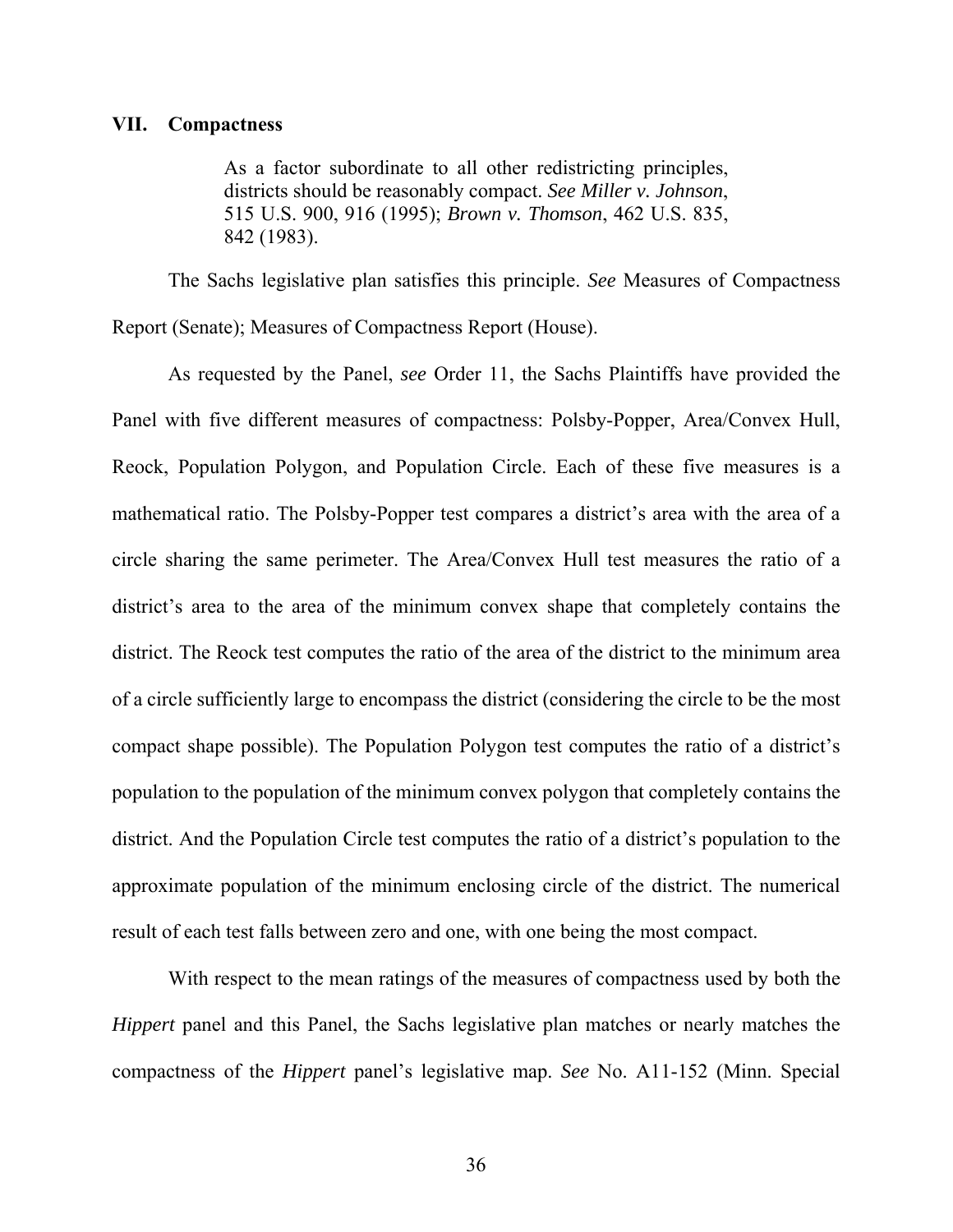## VII. Compactness

> As a factor subordinate to all other redistricting principles, districts should be reasonably compact. *See Miller v. Johnson*, 515 U.S. 900, 916 (1995); *Brown v. Thomson*, 462 U.S. 835, 842 (1983).

The Sachs legislative plan satisfies this principle. *See* Measures of Compactness Report (Senate); Measures of Compactness Report (House).

As requested by the Panel, *see* Order 11, the Sachs Plaintiffs have provided the Panel with five different measures of compactness: Polsby-Popper, Area/Convex Hull, Reock, Population Polygon, and Population Circle. Each of these five measures is a mathematical ratio. The Polsby-Popper test compares a district's area with the area of a circle sharing the same perimeter. The Area/Convex Hull test measures the ratio of a district's area to the area of the minimum convex shape that completely contains the district. The Reock test computes the ratio of the area of the district to the minimum area of a circle sufficiently large to encompass the district (considering the circle to be the most compact shape possible). The Population Polygon test computes the ratio of a district's population to the population of the minimum convex polygon that completely contains the district. And the Population Circle test computes the ratio of a district's population to the approximate population of the minimum enclosing circle of the district. The numerical result of each test falls between zero and one, with one being the most compact.

With respect to the mean ratings of the measures of compactness used by both the *Hippert* panel and this Panel, the Sachs legislative plan matches or nearly matches the compactness of the *Hippert* panel's legislative map. *See* No. A11-152 (Minn. Special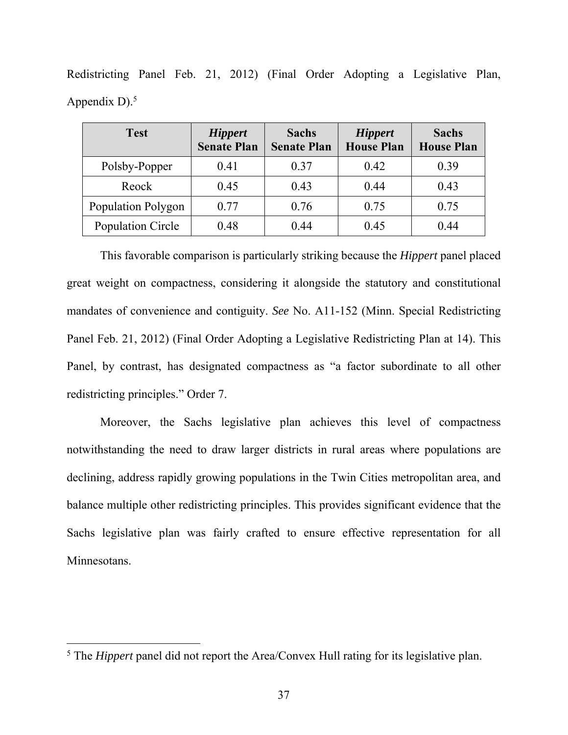Redistricting Panel Feb. 21, 2012) (Final Order Adopting a Legislative Plan, Appendix D).[5]

| Test | *Hippert* Senate Plan | Sachs Senate Plan | *Hippert* House Plan | Sachs House Plan |
|---|---|---|---|---|
| Polsby-Popper | 0.41 | 0.37 | 0.42 | 0.39 |
| Reock | 0.45 | 0.43 | 0.44 | 0.43 |
| Population Polygon | 0.77 | 0.76 | 0.75 | 0.75 |
| Population Circle | 0.48 | 0.44 | 0.45 | 0.44 |

This favorable comparison is particularly striking because the *Hippert* panel placed great weight on compactness, considering it alongside the statutory and constitutional mandates of convenience and contiguity. *See* No. A11-152 (Minn. Special Redistricting Panel Feb. 21, 2012) (Final Order Adopting a Legislative Redistricting Plan at 14). This Panel, by contrast, has designated compactness as "a factor subordinate to all other redistricting principles." Order 7.

Moreover, the Sachs legislative plan achieves this level of compactness notwithstanding the need to draw larger districts in rural areas where populations are declining, address rapidly growing populations in the Twin Cities metropolitan area, and balance multiple other redistricting principles. This provides significant evidence that the Sachs legislative plan was fairly crafted to ensure effective representation for all Minnesotans.

[5] The *Hippert* panel did not report the Area/Convex Hull rating for its legislative plan.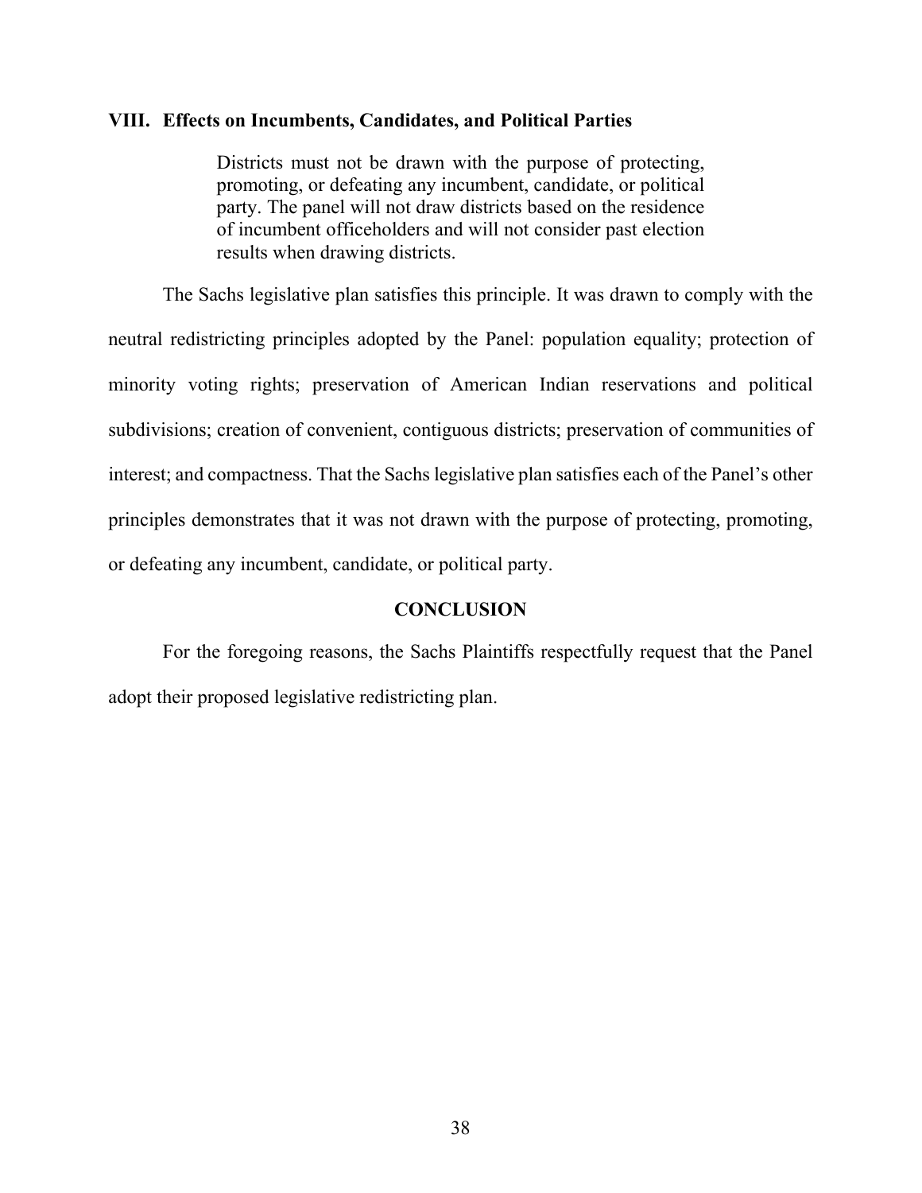## VIII. Effects on Incumbents, Candidates, and Political Parties

> Districts must not be drawn with the purpose of protecting, promoting, or defeating any incumbent, candidate, or political party. The panel will not draw districts based on the residence of incumbent officeholders and will not consider past election results when drawing districts.

The Sachs legislative plan satisfies this principle. It was drawn to comply with the neutral redistricting principles adopted by the Panel: population equality; protection of minority voting rights; preservation of American Indian reservations and political subdivisions; creation of convenient, contiguous districts; preservation of communities of interest; and compactness. That the Sachs legislative plan satisfies each of the Panel's other principles demonstrates that it was not drawn with the purpose of protecting, promoting, or defeating any incumbent, candidate, or political party.

## CONCLUSION

For the foregoing reasons, the Sachs Plaintiffs respectfully request that the Panel adopt their proposed legislative redistricting plan.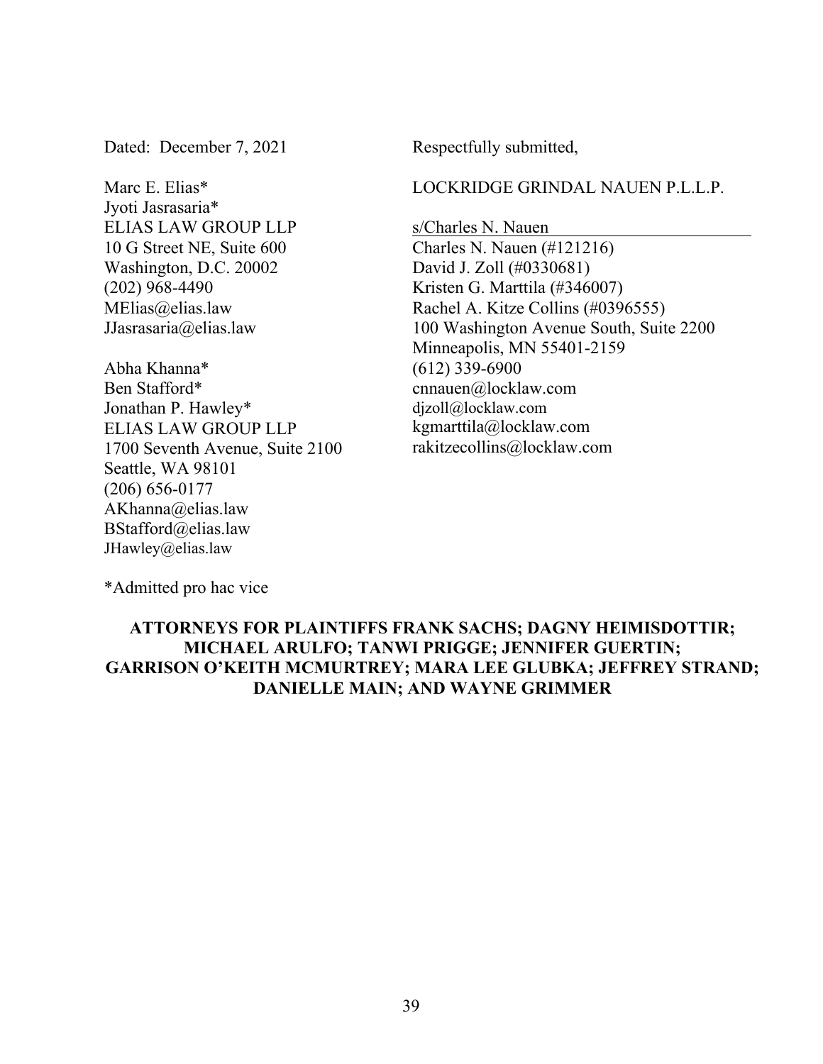Dated: December 7, 2021

Respectfully submitted,

LOCKRIDGE GRINDAL NAUEN P.L.L.P.

s/Charles N. Nauen
Charles N. Nauen (#121216)
David J. Zoll (#0330681)
Kristen G. Marttila (#346007)
Rachel A. Kitze Collins (#0396555)
100 Washington Avenue South, Suite 2200
Minneapolis, MN 55401-2159
(612) 339-6900
cnnauen@locklaw.com
djzoll@locklaw.com
kgmarttila@locklaw.com
rakitzecollins@locklaw.com

Marc E. Elias*
Jyoti Jasrasaria*
ELIAS LAW GROUP LLP
10 G Street NE, Suite 600
Washington, D.C. 20002
(202) 968-4490
MElias@elias.law
JJasrasaria@elias.law

Abha Khanna*
Ben Stafford*
Jonathan P. Hawley*
ELIAS LAW GROUP LLP
1700 Seventh Avenue, Suite 2100
Seattle, WA 98101
(206) 656-0177
AKhanna@elias.law
BStafford@elias.law
JHawley@elias.law

*Admitted pro hac vice

**ATTORNEYS FOR PLAINTIFFS FRANK SACHS; DAGNY HEIMISDOTTIR; MICHAEL ARULFO; TANWI PRIGGE; JENNIFER GUERTIN; GARRISON O'KEITH MCMURTREY; MARA LEE GLUBKA; JEFFREY STRAND; DANIELLE MAIN; AND WAYNE GRIMMER**